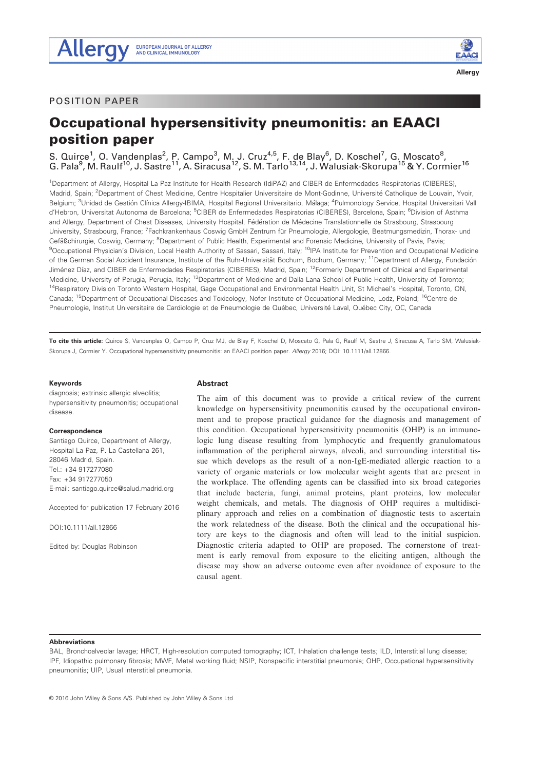POSITION PAPER

# Occupational hypersensitivity pneumonitis: an EAACI position paper

S. Quirce[1], O. Vandenplas[2], P. Campo[3], M. J. Cruz[4,5], F. de Blay[6], D. Koschel[7], G. Moscato[8], G. Pala[9], M. Raulf[10], J. Sastre[11], A. Siracusa[12], S. M. Tarlo[13,14], J. Walusiak-Skorupa[15] & Y. Cormier[16]

[1]Department of Allergy, Hospital La Paz Institute for Health Research (IdiPAZ) and CIBER de Enfermedades Respiratorias (CIBERES), Madrid, Spain; [2]Department of Chest Medicine, Centre Hospitalier Universitaire de Mont-Godinne, Université Catholique de Louvain, Yvoir, Belgium; [3]Unidad de Gestión Clínica Allergy-IBIMA, Hospital Regional Universitario, Málaga; [4]Pulmonology Service, Hospital Universitari Vall d'Hebron, Universitat Autonoma de Barcelona; [5]CIBER de Enfermedades Respiratorias (CIBERES), Barcelona, Spain; [6]Division of Asthma and Allergy, Department of Chest Diseases, University Hospital, Fédération de Médecine Translationnelle de Strasbourg, Strasbourg University, Strasbourg, France; [7]Fachkrankenhaus Coswig GmbH Zentrum für Pneumologie, Allergologie, Beatmungsmedizin, Thorax- und Gefäßchirurgie, Coswig, Germany; [8]Department of Public Health, Experimental and Forensic Medicine, University of Pavia, Pavia; [9]Occupational Physician's Division, Local Health Authority of Sassari, Sassari, Italy; [10]IPA Institute for Prevention and Occupational Medicine of the German Social Accident Insurance, Institute of the Ruhr-Universität Bochum, Bochum, Germany; [11]Department of Allergy, Fundación Jiménez Díaz, and CIBER de Enfermedades Respiratorias (CIBERES), Madrid, Spain; [12]Formerly Department of Clinical and Experimental Medicine, University of Perugia, Perugia, Italy; [13]Department of Medicine and Dalla Lana School of Public Health, University of Toronto; [14]Respiratory Division Toronto Western Hospital, Gage Occupational and Environmental Health Unit, St Michael's Hospital, Toronto, ON, Canada; [15]Department of Occupational Diseases and Toxicology, Nofer Institute of Occupational Medicine, Lodz, Poland; [16]Centre de Pneumologie, Institut Universitaire de Cardiologie et de Pneumologie de Québec, Université Laval, Québec City, QC, Canada

**To cite this article:** Quirce S, Vandenplas O, Campo P, Cruz MJ, de Blay F, Koschel D, Moscato G, Pala G, Raulf M, Sastre J, Siracusa A, Tarlo SM, Walusiak-Skorupa J, Cormier Y. Occupational hypersensitivity pneumonitis: an EAACI position paper. *Allergy* 2016; DOI: 10.1111/all.12866.

**Keywords**
diagnosis; extrinsic allergic alveolitis; hypersensitivity pneumonitis; occupational disease.

**Correspondence**
Santiago Quirce, Department of Allergy, Hospital La Paz, P. La Castellana 261, 28046 Madrid, Spain.
Tel.: +34 917277080
Fax: +34 917277050
E-mail: santiago.quirce@salud.madrid.org

Accepted for publication 17 February 2016

DOI:10.1111/all.12866

Edited by: Douglas Robinson

## Abstract

The aim of this document was to provide a critical review of the current knowledge on hypersensitivity pneumonitis caused by the occupational environment and to propose practical guidance for the diagnosis and management of this condition. Occupational hypersensitivity pneumonitis (OHP) is an immunologic lung disease resulting from lymphocytic and frequently granulomatous inflammation of the peripheral airways, alveoli, and surrounding interstitial tissue which develops as the result of a non-IgE-mediated allergic reaction to a variety of organic materials or low molecular weight agents that are present in the workplace. The offending agents can be classified into six broad categories that include bacteria, fungi, animal proteins, plant proteins, low molecular weight chemicals, and metals. The diagnosis of OHP requires a multidisciplinary approach and relies on a combination of diagnostic tests to ascertain the work relatedness of the disease. Both the clinical and the occupational history are keys to the diagnosis and often will lead to the initial suspicion. Diagnostic criteria adapted to OHP are proposed. The cornerstone of treatment is early removal from exposure to the eliciting antigen, although the disease may show an adverse outcome even after avoidance of exposure to the causal agent.

**Abbreviations**
BAL, Bronchoalveolar lavage; HRCT, High-resolution computed tomography; ICT, Inhalation challenge tests; ILD, Interstitial lung disease; IPF, Idiopathic pulmonary fibrosis; MWF, Metal working fluid; NSIP, Nonspecific interstitial pneumonia; OHP, Occupational hypersensitivity pneumonitis; UIP, Usual interstitial pneumonia.

© 2016 John Wiley & Sons A/S. Published by John Wiley & Sons Ltd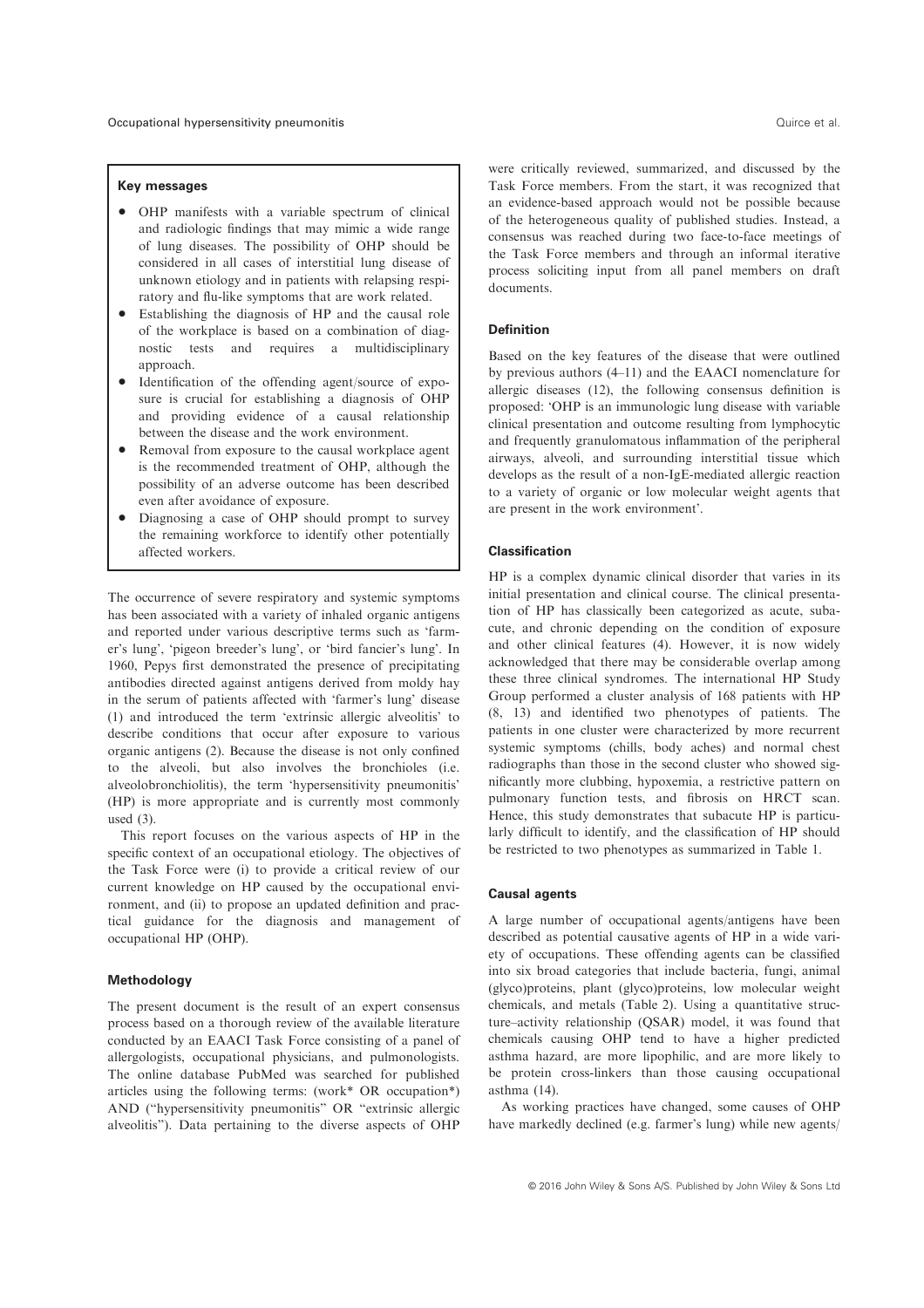### Key messages

- OHP manifests with a variable spectrum of clinical and radiologic findings that may mimic a wide range of lung diseases. The possibility of OHP should be considered in all cases of interstitial lung disease of unknown etiology and in patients with relapsing respiratory and flu-like symptoms that are work related.
- Establishing the diagnosis of HP and the causal role of the workplace is based on a combination of diagnostic tests and requires a multidisciplinary approach.
- Identification of the offending agent/source of exposure is crucial for establishing a diagnosis of OHP and providing evidence of a causal relationship between the disease and the work environment.
- Removal from exposure to the causal workplace agent is the recommended treatment of OHP, although the possibility of an adverse outcome has been described even after avoidance of exposure.
- Diagnosing a case of OHP should prompt to survey the remaining workforce to identify other potentially affected workers.

The occurrence of severe respiratory and systemic symptoms has been associated with a variety of inhaled organic antigens and reported under various descriptive terms such as 'farmer's lung', 'pigeon breeder's lung', or 'bird fancier's lung'. In 1960, Pepys first demonstrated the presence of precipitating antibodies directed against antigens derived from moldy hay in the serum of patients affected with 'farmer's lung' disease (1) and introduced the term 'extrinsic allergic alveolitis' to describe conditions that occur after exposure to various organic antigens (2). Because the disease is not only confined to the alveoli, but also involves the bronchioles (i.e. alveolobronchiolitis), the term 'hypersensitivity pneumonitis' (HP) is more appropriate and is currently most commonly used (3).

This report focuses on the various aspects of HP in the specific context of an occupational etiology. The objectives of the Task Force were (i) to provide a critical review of our current knowledge on HP caused by the occupational environment, and (ii) to propose an updated definition and practical guidance for the diagnosis and management of occupational HP (OHP).

### Methodology

The present document is the result of an expert consensus process based on a thorough review of the available literature conducted by an EAACI Task Force consisting of a panel of allergologists, occupational physicians, and pulmonologists. The online database PubMed was searched for published articles using the following terms: (work* OR occupation*) AND ("hypersensitivity pneumonitis" OR "extrinsic allergic alveolitis"). Data pertaining to the diverse aspects of OHP were critically reviewed, summarized, and discussed by the Task Force members. From the start, it was recognized that an evidence-based approach would not be possible because of the heterogeneous quality of published studies. Instead, a consensus was reached during two face-to-face meetings of the Task Force members and through an informal iterative process soliciting input from all panel members on draft documents.

### Definition

Based on the key features of the disease that were outlined by previous authors (4–11) and the EAACI nomenclature for allergic diseases (12), the following consensus definition is proposed: 'OHP is an immunologic lung disease with variable clinical presentation and outcome resulting from lymphocytic and frequently granulomatous inflammation of the peripheral airways, alveoli, and surrounding interstitial tissue which develops as the result of a non-IgE-mediated allergic reaction to a variety of organic or low molecular weight agents that are present in the work environment'.

### Classification

HP is a complex dynamic clinical disorder that varies in its initial presentation and clinical course. The clinical presentation of HP has classically been categorized as acute, subacute, and chronic depending on the condition of exposure and other clinical features (4). However, it is now widely acknowledged that there may be considerable overlap among these three clinical syndromes. The international HP Study Group performed a cluster analysis of 168 patients with HP (8, 13) and identified two phenotypes of patients. The patients in one cluster were characterized by more recurrent systemic symptoms (chills, body aches) and normal chest radiographs than those in the second cluster who showed significantly more clubbing, hypoxemia, a restrictive pattern on pulmonary function tests, and fibrosis on HRCT scan. Hence, this study demonstrates that subacute HP is particularly difficult to identify, and the classification of HP should be restricted to two phenotypes as summarized in Table 1.

### Causal agents

A large number of occupational agents/antigens have been described as potential causative agents of HP in a wide variety of occupations. These offending agents can be classified into six broad categories that include bacteria, fungi, animal (glyco)proteins, plant (glyco)proteins, low molecular weight chemicals, and metals (Table 2). Using a quantitative structure–activity relationship (QSAR) model, it was found that chemicals causing OHP tend to have a higher predicted asthma hazard, are more lipophilic, and are more likely to be protein cross-linkers than those causing occupational asthma (14).

As working practices have changed, some causes of OHP have markedly declined (e.g. farmer's lung) while new agents/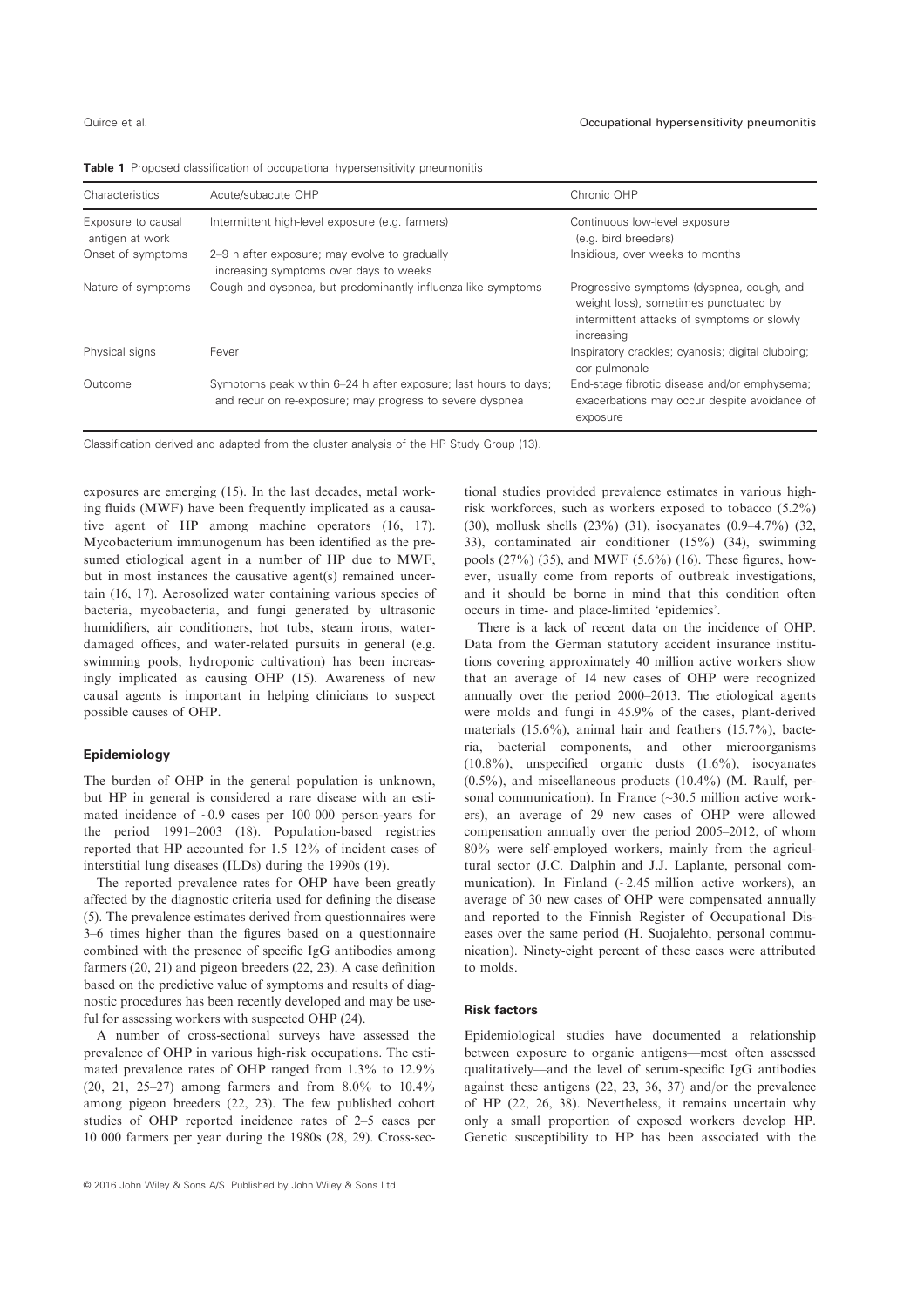**Table 1** Proposed classification of occupational hypersensitivity pneumonitis

| Characteristics | Acute/subacute OHP | Chronic OHP |
|---|---|---|
| Exposure to causal antigen at work | Intermittent high-level exposure (e.g. farmers) | Continuous low-level exposure (e.g. bird breeders) |
| Onset of symptoms | 2–9 h after exposure; may evolve to gradually increasing symptoms over days to weeks | Insidious, over weeks to months |
| Nature of symptoms | Cough and dyspnea, but predominantly influenza-like symptoms | Progressive symptoms (dyspnea, cough, and weight loss), sometimes punctuated by intermittent attacks of symptoms or slowly increasing |
| Physical signs | Fever | Inspiratory crackles; cyanosis; digital clubbing; cor pulmonale |
| Outcome | Symptoms peak within 6–24 h after exposure; last hours to days; and recur on re-exposure; may progress to severe dyspnea | End-stage fibrotic disease and/or emphysema; exacerbations may occur despite avoidance of exposure |

Classification derived and adapted from the cluster analysis of the HP Study Group (13).

exposures are emerging (15). In the last decades, metal working fluids (MWF) have been frequently implicated as a causative agent of HP among machine operators (16, 17). Mycobacterium immunogenum has been identified as the presumed etiological agent in a number of HP due to MWF, but in most instances the causative agent(s) remained uncertain (16, 17). Aerosolized water containing various species of bacteria, mycobacteria, and fungi generated by ultrasonic humidifiers, air conditioners, hot tubs, steam irons, water-damaged offices, and water-related pursuits in general (e.g. swimming pools, hydroponic cultivation) has been increasingly implicated as causing OHP (15). Awareness of new causal agents is important in helping clinicians to suspect possible causes of OHP.

### Epidemiology

The burden of OHP in the general population is unknown, but HP in general is considered a rare disease with an estimated incidence of ~0.9 cases per 100 000 person-years for the period 1991–2003 (18). Population-based registries reported that HP accounted for 1.5–12% of incident cases of interstitial lung diseases (ILDs) during the 1990s (19).

The reported prevalence rates for OHP have been greatly affected by the diagnostic criteria used for defining the disease (5). The prevalence estimates derived from questionnaires were 3–6 times higher than the figures based on a questionnaire combined with the presence of specific IgG antibodies among farmers (20, 21) and pigeon breeders (22, 23). A case definition based on the predictive value of symptoms and results of diagnostic procedures has been recently developed and may be useful for assessing workers with suspected OHP (24).

A number of cross-sectional surveys have assessed the prevalence of OHP in various high-risk occupations. The estimated prevalence rates of OHP ranged from 1.3% to 12.9% (20, 21, 25–27) among farmers and from 8.0% to 10.4% among pigeon breeders (22, 23). The few published cohort studies of OHP reported incidence rates of 2–5 cases per 10 000 farmers per year during the 1980s (28, 29). Cross-sectional studies provided prevalence estimates in various high-risk workforces, such as workers exposed to tobacco (5.2%) (30), mollusk shells (23%) (31), isocyanates (0.9–4.7%) (32, 33), contaminated air conditioner (15%) (34), swimming pools (27%) (35), and MWF (5.6%) (16). These figures, however, usually come from reports of outbreak investigations, and it should be borne in mind that this condition often occurs in time- and place-limited 'epidemics'.

There is a lack of recent data on the incidence of OHP. Data from the German statutory accident insurance institutions covering approximately 40 million active workers show that an average of 14 new cases of OHP were recognized annually over the period 2000–2013. The etiological agents were molds and fungi in 45.9% of the cases, plant-derived materials (15.6%), animal hair and feathers (15.7%), bacteria, bacterial components, and other microorganisms (10.8%), unspecified organic dusts (1.6%), isocyanates (0.5%), and miscellaneous products (10.4%) (M. Raulf, personal communication). In France (~30.5 million active workers), an average of 29 new cases of OHP were allowed compensation annually over the period 2005–2012, of whom 80% were self-employed workers, mainly from the agricultural sector (J.C. Dalphin and J.J. Laplante, personal communication). In Finland (~2.45 million active workers), an average of 30 new cases of OHP were compensated annually and reported to the Finnish Register of Occupational Diseases over the same period (H. Suojalehto, personal communication). Ninety-eight percent of these cases were attributed to molds.

### Risk factors

Epidemiological studies have documented a relationship between exposure to organic antigens—most often assessed qualitatively—and the level of serum-specific IgG antibodies against these antigens (22, 23, 36, 37) and/or the prevalence of HP (22, 26, 38). Nevertheless, it remains uncertain why only a small proportion of exposed workers develop HP. Genetic susceptibility to HP has been associated with the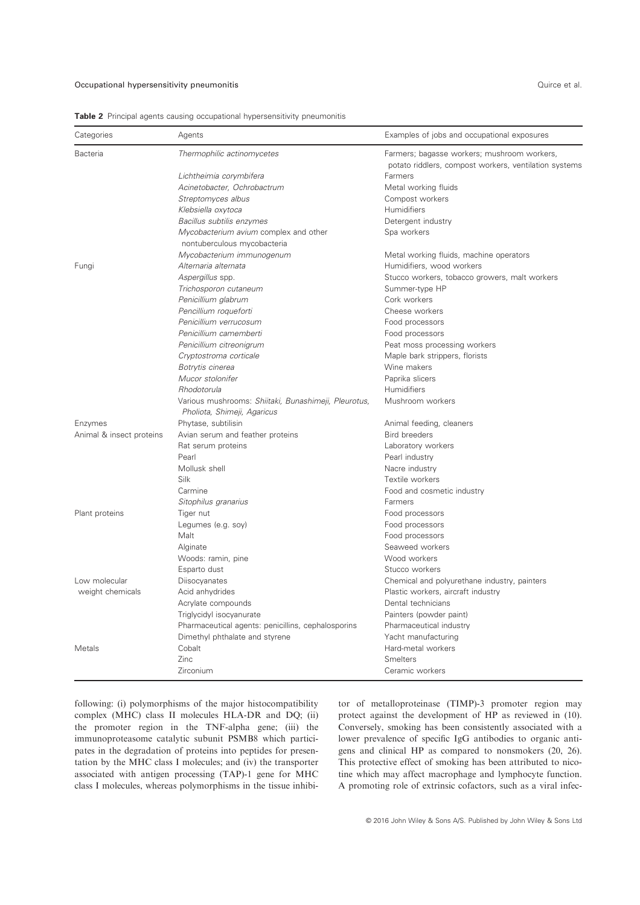**Table 2** Principal agents causing occupational hypersensitivity pneumonitis

| Categories | Agents | Examples of jobs and occupational exposures |
|---|---|---|
| Bacteria | *Thermophilic actinomycetes* | Farmers; bagasse workers; mushroom workers, potato riddlers, compost workers, ventilation systems |
| | *Lichtheimia corymbifera* | Farmers |
| | *Acinetobacter, Ochrobactrum* | Metal working fluids |
| | *Streptomyces albus* | Compost workers |
| | *Klebsiella oxytoca* | Humidifiers |
| | *Bacillus subtilis enzymes* | Detergent industry |
| | *Mycobacterium avium* complex and other nontuberculous mycobacteria | Spa workers |
| | *Mycobacterium immunogenum* | Metal working fluids, machine operators |
| Fungi | *Alternaria alternata* | Humidifiers, wood workers |
| | *Aspergillus* spp. | Stucco workers, tobacco growers, malt workers |
| | *Trichosporon cutaneum* | Summer-type HP |
| | *Penicillium glabrum* | Cork workers |
| | *Pencillium roqueforti* | Cheese workers |
| | *Penicillium verrucosum* | Food processors |
| | *Penicillium camemberti* | Food processors |
| | *Penicillium citreonigrum* | Peat moss processing workers |
| | *Cryptostroma corticale* | Maple bark strippers, florists |
| | *Botrytis cinerea* | Wine makers |
| | *Mucor stolonifer* | Paprika slicers |
| | *Rhodotorula* | Humidifiers |
| | Various mushrooms: *Shiitaki, Bunashimeji, Pleurotus, Pholiota, Shimeji, Agaricus* | Mushroom workers |
| Enzymes | Phytase, subtilisin | Animal feeding, cleaners |
| Animal & insect proteins | Avian serum and feather proteins | Bird breeders |
| | Rat serum proteins | Laboratory workers |
| | Pearl | Pearl industry |
| | Mollusk shell | Nacre industry |
| | Silk | Textile workers |
| | Carmine | Food and cosmetic industry |
| | *Sitophilus granarius* | Farmers |
| Plant proteins | Tiger nut | Food processors |
| | Legumes (e.g. soy) | Food processors |
| | Malt | Food processors |
| | Alginate | Seaweed workers |
| | Woods: ramin, pine | Wood workers |
| | Esparto dust | Stucco workers |
| Low molecular weight chemicals | Diisocyanates | Chemical and polyurethane industry, painters |
| | Acid anhydrides | Plastic workers, aircraft industry |
| | Acrylate compounds | Dental technicians |
| | Triglycidyl isocyanurate | Painters (powder paint) |
| | Pharmaceutical agents: penicillins, cephalosporins | Pharmaceutical industry |
| | Dimethyl phthalate and styrene | Yacht manufacturing |
| Metals | Cobalt | Hard-metal workers |
| | Zinc | Smelters |
| | Zirconium | Ceramic workers |

following: (i) polymorphisms of the major histocompatibility complex (MHC) class II molecules HLA-DR and DQ; (ii) the promoter region in the TNF-alpha gene; (iii) the immunoproteasome catalytic subunit PSMB8 which participates in the degradation of proteins into peptides for presentation by the MHC class I molecules; and (iv) the transporter associated with antigen processing (TAP)-1 gene for MHC class I molecules, whereas polymorphisms in the tissue inhibitor of metalloproteinase (TIMP)-3 promoter region may protect against the development of HP as reviewed in (10). Conversely, smoking has been consistently associated with a lower prevalence of specific IgG antibodies to organic antigens and clinical HP as compared to nonsmokers (20, 26). This protective effect of smoking has been attributed to nicotine which may affect macrophage and lymphocyte function. A promoting role of extrinsic cofactors, such as a viral infec-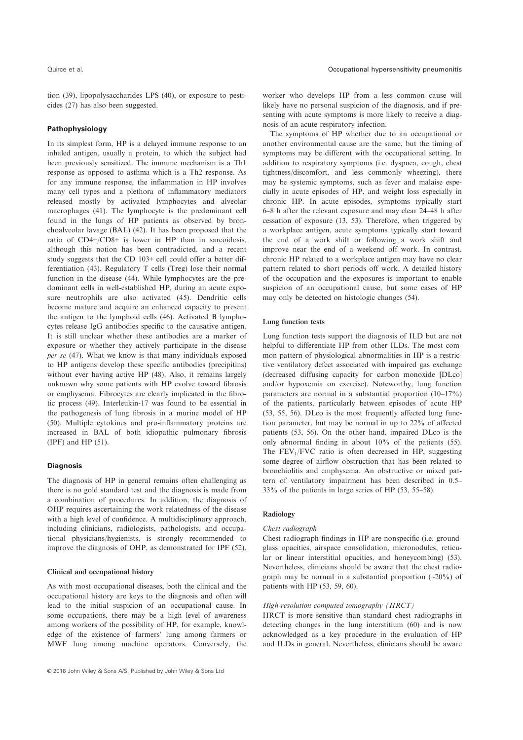tion (39), lipopolysaccharides LPS (40), or exposure to pesticides (27) has also been suggested.

## Pathophysiology

In its simplest form, HP is a delayed immune response to an inhaled antigen, usually a protein, to which the subject had been previously sensitized. The immune mechanism is a Th1 response as opposed to asthma which is a Th2 response. As for any immune response, the inflammation in HP involves many cell types and a plethora of inflammatory mediators released mostly by activated lymphocytes and alveolar macrophages (41). The lymphocyte is the predominant cell found in the lungs of HP patients as observed by bronchoalveolar lavage (BAL) (42). It has been proposed that the ratio of CD4+/CD8+ is lower in HP than in sarcoidosis, although this notion has been contradicted, and a recent study suggests that the CD 103+ cell could offer a better differentiation (43). Regulatory T cells (Treg) lose their normal function in the disease (44). While lymphocytes are the predominant cells in well-established HP, during an acute exposure neutrophils are also activated (45). Dendritic cells become mature and acquire an enhanced capacity to present the antigen to the lymphoid cells (46). Activated B lymphocytes release IgG antibodies specific to the causative antigen. It is still unclear whether these antibodies are a marker of exposure or whether they actively participate in the disease *per se* (47). What we know is that many individuals exposed to HP antigens develop these specific antibodies (precipitins) without ever having active HP (48). Also, it remains largely unknown why some patients with HP evolve toward fibrosis or emphysema. Fibrocytes are clearly implicated in the fibrotic process (49). Interleukin-17 was found to be essential in the pathogenesis of lung fibrosis in a murine model of HP (50). Multiple cytokines and pro-inflammatory proteins are increased in BAL of both idiopathic pulmonary fibrosis (IPF) and HP (51).

## Diagnosis

The diagnosis of HP in general remains often challenging as there is no gold standard test and the diagnosis is made from a combination of procedures. In addition, the diagnosis of OHP requires ascertaining the work relatedness of the disease with a high level of confidence. A multidisciplinary approach, including clinicians, radiologists, pathologists, and occupational physicians/hygienists, is strongly recommended to improve the diagnosis of OHP, as demonstrated for IPF (52).

### Clinical and occupational history

As with most occupational diseases, both the clinical and the occupational history are keys to the diagnosis and often will lead to the initial suspicion of an occupational cause. In some occupations, there may be a high level of awareness among workers of the possibility of HP, for example, knowledge of the existence of farmers' lung among farmers or MWF lung among machine operators. Conversely, the worker who develops HP from a less common cause will likely have no personal suspicion of the diagnosis, and if presenting with acute symptoms is more likely to receive a diagnosis of an acute respiratory infection.

The symptoms of HP whether due to an occupational or another environmental cause are the same, but the timing of symptoms may be different with the occupational setting. In addition to respiratory symptoms (i.e. dyspnea, cough, chest tightness/discomfort, and less commonly wheezing), there may be systemic symptoms, such as fever and malaise especially in acute episodes of HP, and weight loss especially in chronic HP. In acute episodes, symptoms typically start 6–8 h after the relevant exposure and may clear 24–48 h after cessation of exposure (13, 53). Therefore, when triggered by a workplace antigen, acute symptoms typically start toward the end of a work shift or following a work shift and improve near the end of a weekend off work. In contrast, chronic HP related to a workplace antigen may have no clear pattern related to short periods off work. A detailed history of the occupation and the exposures is important to enable suspicion of an occupational cause, but some cases of HP may only be detected on histologic changes (54).

### Lung function tests

Lung function tests support the diagnosis of ILD but are not helpful to differentiate HP from other ILDs. The most common pattern of physiological abnormalities in HP is a restrictive ventilatory defect associated with impaired gas exchange (decreased diffusing capacity for carbon monoxide [DLco] and/or hypoxemia on exercise). Noteworthy, lung function parameters are normal in a substantial proportion (10–17%) of the patients, particularly between episodes of acute HP (53, 55, 56). DLco is the most frequently affected lung function parameter, but may be normal in up to 22% of affected patients (53, 56). On the other hand, impaired DLco is the only abnormal finding in about 10% of the patients (55). The $FEV_1/FVC$ ratio is often decreased in HP, suggesting some degree of airflow obstruction that has been related to bronchiolitis and emphysema. An obstructive or mixed pattern of ventilatory impairment has been described in 0.5–33% of the patients in large series of HP (53, 55–58).

### Radiology

#### *Chest radiograph*

Chest radiograph findings in HP are nonspecific (i.e. ground-glass opacities, airspace consolidation, micronodules, reticular or linear interstitial opacities, and honeycombing) (53). Nevertheless, clinicians should be aware that the chest radiograph may be normal in a substantial proportion (~20%) of patients with HP (53, 59, 60).

#### *High-resolution computed tomography (HRCT)*

HRCT is more sensitive than standard chest radiographs in detecting changes in the lung interstitium (60) and is now acknowledged as a key procedure in the evaluation of HP and ILDs in general. Nevertheless, clinicians should be aware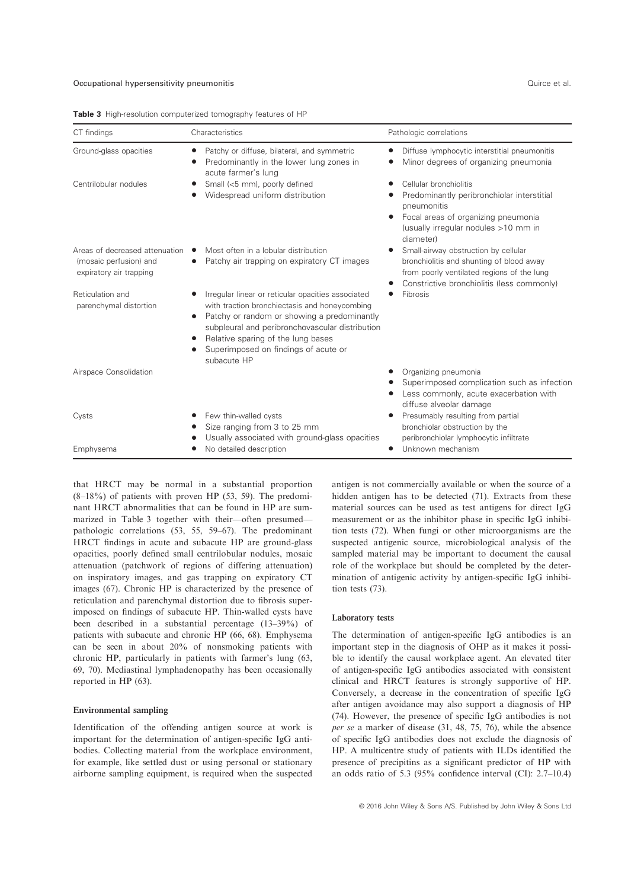**Table 3** High-resolution computerized tomography features of HP

| CT findings | Characteristics | Pathologic correlations |
|---|---|---|
| Ground-glass opacities | • Patchy or diffuse, bilateral, and symmetric<br>• Predominantly in the lower lung zones in acute farmer's lung | • Diffuse lymphocytic interstitial pneumonitis<br>• Minor degrees of organizing pneumonia |
| Centrilobular nodules | • Small (<5 mm), poorly defined<br>• Widespread uniform distribution | • Cellular bronchiolitis<br>• Predominantly peribronchiolar interstitial pneumonitis<br>• Focal areas of organizing pneumonia (usually irregular nodules >10 mm in diameter) |
| Areas of decreased attenuation (mosaic perfusion) and expiratory air trapping | • Most often in a lobular distribution<br>• Patchy air trapping on expiratory CT images | • Small-airway obstruction by cellular bronchiolitis and shunting of blood away from poorly ventilated regions of the lung<br>• Constrictive bronchiolitis (less commonly) |
| Reticulation and parenchymal distortion | • Irregular linear or reticular opacities associated with traction bronchiectasis and honeycombing<br>• Patchy or random or showing a predominantly subpleural and peribronchovascular distribution<br>• Relative sparing of the lung bases<br>• Superimposed on findings of acute or subacute HP | • Fibrosis |
| Airspace Consolidation | | • Organizing pneumonia<br>• Superimposed complication such as infection<br>• Less commonly, acute exacerbation with diffuse alveolar damage |
| Cysts | • Few thin-walled cysts<br>• Size ranging from 3 to 25 mm<br>• Usually associated with ground-glass opacities | • Presumably resulting from partial bronchiolar obstruction by the peribronchiolar lymphocytic infiltrate |
| Emphysema | • No detailed description | • Unknown mechanism |

that HRCT may be normal in a substantial proportion (8–18%) of patients with proven HP (53, 59). The predominant HRCT abnormalities that can be found in HP are summarized in Table 3 together with their—often presumed—pathologic correlations (53, 55, 59–67). The predominant HRCT findings in acute and subacute HP are ground-glass opacities, poorly defined small centrilobular nodules, mosaic attenuation (patchwork of regions of differing attenuation) on inspiratory images, and gas trapping on expiratory CT images (67). Chronic HP is characterized by the presence of reticulation and parenchymal distortion due to fibrosis superimposed on findings of subacute HP. Thin-walled cysts have been described in a substantial percentage (13–39%) of patients with subacute and chronic HP (66, 68). Emphysema can be seen in about 20% of nonsmoking patients with chronic HP, particularly in patients with farmer's lung (63, 69, 70). Mediastinal lymphadenopathy has been occasionally reported in HP (63).

#### Environmental sampling

Identification of the offending antigen source at work is important for the determination of antigen-specific IgG antibodies. Collecting material from the workplace environment, for example, like settled dust or using personal or stationary airborne sampling equipment, is required when the suspected antigen is not commercially available or when the source of a hidden antigen has to be detected (71). Extracts from these material sources can be used as test antigens for direct IgG measurement or as the inhibitor phase in specific IgG inhibition tests (72). When fungi or other microorganisms are the suspected antigenic source, microbiological analysis of the sampled material may be important to document the causal role of the workplace but should be completed by the determination of antigenic activity by antigen-specific IgG inhibition tests (73).

#### Laboratory tests

The determination of antigen-specific IgG antibodies is an important step in the diagnosis of OHP as it makes it possible to identify the causal workplace agent. An elevated titer of antigen-specific IgG antibodies associated with consistent clinical and HRCT features is strongly supportive of HP. Conversely, a decrease in the concentration of specific IgG after antigen avoidance may also support a diagnosis of HP (74). However, the presence of specific IgG antibodies is not *per se* a marker of disease (31, 48, 75, 76), while the absence of specific IgG antibodies does not exclude the diagnosis of HP. A multicentre study of patients with ILDs identified the presence of precipitins as a significant predictor of HP with an odds ratio of 5.3 (95% confidence interval (CI): 2.7–10.4)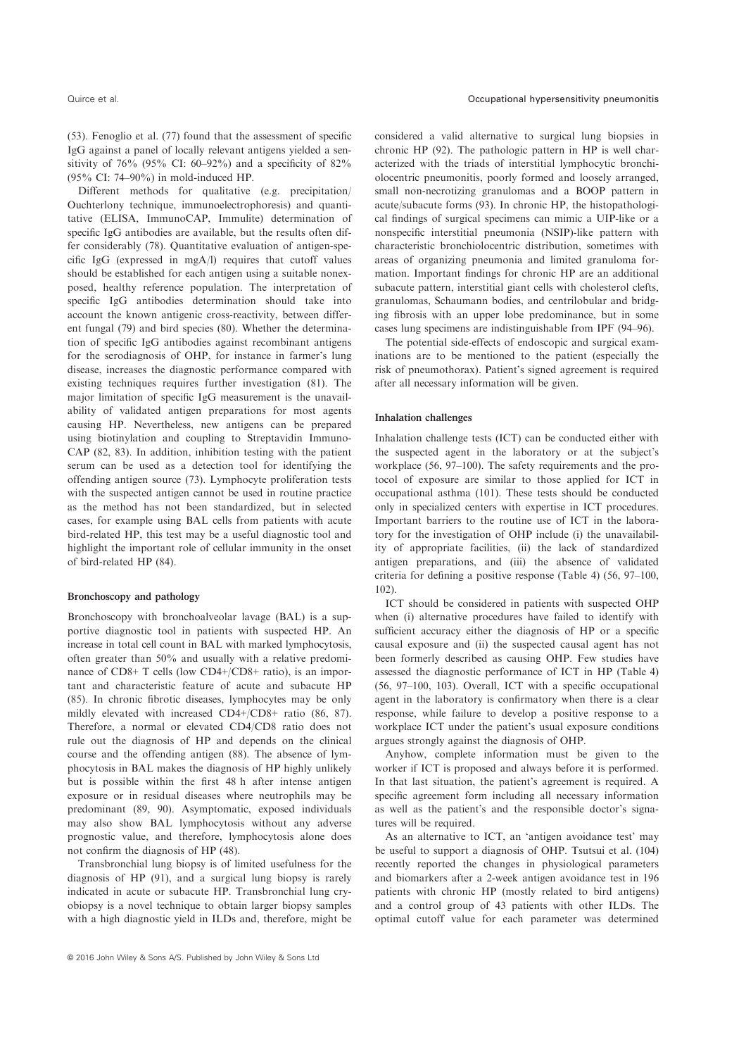(53). Fenoglio et al. (77) found that the assessment of specific IgG against a panel of locally relevant antigens yielded a sensitivity of 76% (95% CI: 60–92%) and a specificity of 82% (95% CI: 74–90%) in mold-induced HP.

Different methods for qualitative (e.g. precipitation/Ouchterlony technique, immunoelectrophoresis) and quantitative (ELISA, ImmunoCAP, Immulite) determination of specific IgG antibodies are available, but the results often differ considerably (78). Quantitative evaluation of antigen-specific IgG (expressed in mgA/l) requires that cutoff values should be established for each antigen using a suitable nonexposed, healthy reference population. The interpretation of specific IgG antibodies determination should take into account the known antigenic cross-reactivity, between different fungal (79) and bird species (80). Whether the determination of specific IgG antibodies against recombinant antigens for the serodiagnosis of OHP, for instance in farmer's lung disease, increases the diagnostic performance compared with existing techniques requires further investigation (81). The major limitation of specific IgG measurement is the unavailability of validated antigen preparations for most agents causing HP. Nevertheless, new antigens can be prepared using biotinylation and coupling to Streptavidin ImmunoCAP (82, 83). In addition, inhibition testing with the patient serum can be used as a detection tool for identifying the offending antigen source (73). Lymphocyte proliferation tests with the suspected antigen cannot be used in routine practice as the method has not been standardized, but in selected cases, for example using BAL cells from patients with acute bird-related HP, this test may be a useful diagnostic tool and highlight the important role of cellular immunity in the onset of bird-related HP (84).

#### Bronchoscopy and pathology

Bronchoscopy with bronchoalveolar lavage (BAL) is a supportive diagnostic tool in patients with suspected HP. An increase in total cell count in BAL with marked lymphocytosis, often greater than 50% and usually with a relative predominance of CD8+ T cells (low CD4+/CD8+ ratio), is an important and characteristic feature of acute and subacute HP (85). In chronic fibrotic diseases, lymphocytes may be only mildly elevated with increased CD4+/CD8+ ratio (86, 87). Therefore, a normal or elevated CD4/CD8 ratio does not rule out the diagnosis of HP and depends on the clinical course and the offending antigen (88). The absence of lymphocytosis in BAL makes the diagnosis of HP highly unlikely but is possible within the first 48 h after intense antigen exposure or in residual diseases where neutrophils may be predominant (89, 90). Asymptomatic, exposed individuals may also show BAL lymphocytosis without any adverse prognostic value, and therefore, lymphocytosis alone does not confirm the diagnosis of HP (48).

Transbronchial lung biopsy is of limited usefulness for the diagnosis of HP (91), and a surgical lung biopsy is rarely indicated in acute or subacute HP. Transbronchial lung cryobiopsy is a novel technique to obtain larger biopsy samples with a high diagnostic yield in ILDs and, therefore, might be considered a valid alternative to surgical lung biopsies in chronic HP (92). The pathologic pattern in HP is well characterized with the triads of interstitial lymphocytic bronchiolocentric pneumonitis, poorly formed and loosely arranged, small non-necrotizing granulomas and a BOOP pattern in acute/subacute forms (93). In chronic HP, the histopathological findings of surgical specimens can mimic a UIP-like or a nonspecific interstitial pneumonia (NSIP)-like pattern with characteristic bronchiolocentric distribution, sometimes with areas of organizing pneumonia and limited granuloma formation. Important findings for chronic HP are an additional subacute pattern, interstitial giant cells with cholesterol clefts, granulomas, Schaumann bodies, and centrilobular and bridging fibrosis with an upper lobe predominance, but in some cases lung specimens are indistinguishable from IPF (94–96).

The potential side-effects of endoscopic and surgical examinations are to be mentioned to the patient (especially the risk of pneumothorax). Patient's signed agreement is required after all necessary information will be given.

#### Inhalation challenges

Inhalation challenge tests (ICT) can be conducted either with the suspected agent in the laboratory or at the subject's workplace (56, 97–100). The safety requirements and the protocol of exposure are similar to those applied for ICT in occupational asthma (101). These tests should be conducted only in specialized centers with expertise in ICT procedures. Important barriers to the routine use of ICT in the laboratory for the investigation of OHP include (i) the unavailability of appropriate facilities, (ii) the lack of standardized antigen preparations, and (iii) the absence of validated criteria for defining a positive response (Table 4) (56, 97–100, 102).

ICT should be considered in patients with suspected OHP when (i) alternative procedures have failed to identify with sufficient accuracy either the diagnosis of HP or a specific causal exposure and (ii) the suspected causal agent has not been formerly described as causing OHP. Few studies have assessed the diagnostic performance of ICT in HP (Table 4) (56, 97–100, 103). Overall, ICT with a specific occupational agent in the laboratory is confirmatory when there is a clear response, while failure to develop a positive response to a workplace ICT under the patient's usual exposure conditions argues strongly against the diagnosis of OHP.

Anyhow, complete information must be given to the worker if ICT is proposed and always before it is performed. In that last situation, the patient's agreement is required. A specific agreement form including all necessary information as well as the patient's and the responsible doctor's signatures will be required.

As an alternative to ICT, an 'antigen avoidance test' may be useful to support a diagnosis of OHP. Tsutsui et al. (104) recently reported the changes in physiological parameters and biomarkers after a 2-week antigen avoidance test in 196 patients with chronic HP (mostly related to bird antigens) and a control group of 43 patients with other ILDs. The optimal cutoff value for each parameter was determined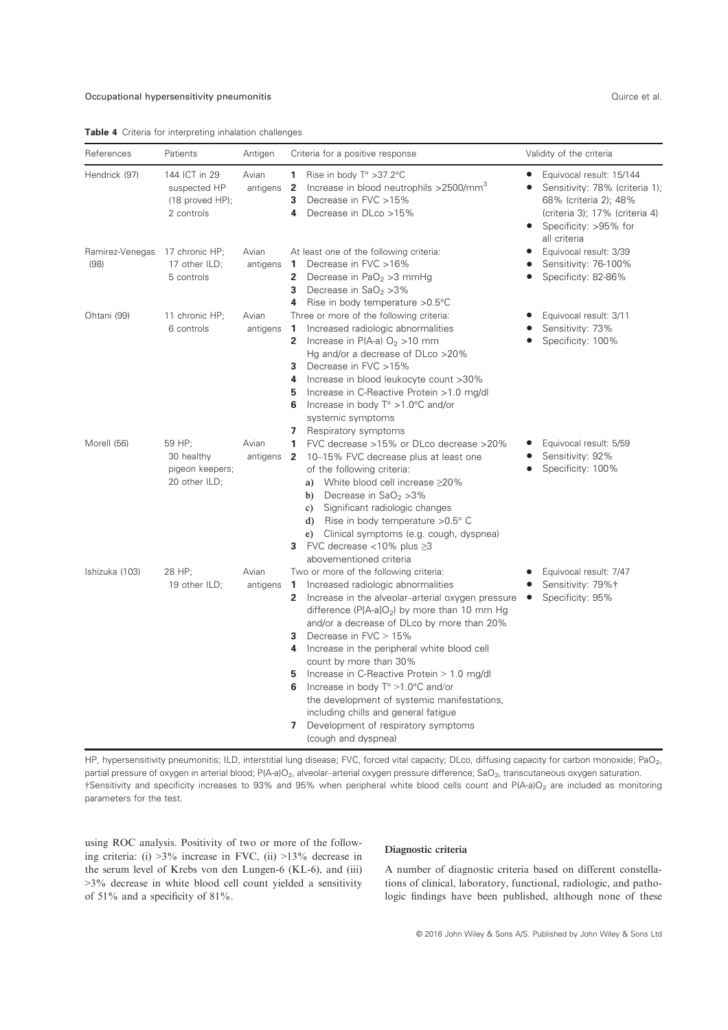**Table 4** Criteria for interpreting inhalation challenges

| References | Patients | Antigen | Criteria for a positive response | Validity of the criteria |
|---|---|---|---|---|
| Hendrick (97) | 144 ICT in 29 suspected HP (18 proved HP); 2 controls | Avian antigens | **1** Rise in body T° >37.2°C<br>**2** Increase in blood neutrophils >2500/mm$^3$<br>**3** Decrease in FVC >15%<br>**4** Decrease in DLco >15% | • Equivocal result: 15/144<br>• Sensitivity: 78% (criteria 1); 68% (criteria 2); 48% (criteria 3); 17% (criteria 4)<br>• Specificity: >95% for all criteria |
| Ramirez-Venegas (98) | 17 chronic HP; 17 other ILD; 5 controls | Avian antigens | At least one of the following criteria:<br>**1** Decrease in FVC >16%<br>**2** Decrease in $PaO_2$ >3 mmHg<br>**3** Decrease in $SaO_2$ >3%<br>**4** Rise in body temperature >0.5°C | • Equivocal result: 3/39<br>• Sensitivity: 76-100%<br>• Specificity: 82-86% |
| Ohtani (99) | 11 chronic HP; 6 controls | Avian antigens | Three or more of the following criteria:<br>**1** Increased radiologic abnormalities<br>**2** Increase in P(A-a) $O_2$ >10 mm Hg and/or a decrease of DLco >20%<br>**3** Decrease in FVC >15%<br>**4** Increase in blood leukocyte count >30%<br>**5** Increase in C-Reactive Protein >1.0 mg/dl<br>**6** Increase in body T° >1.0°C and/or systemic symptoms<br>**7** Respiratory symptoms | • Equivocal result: 3/11<br>• Sensitivity: 73%<br>• Specificity: 100% |
| Morell (56) | 59 HP; 30 healthy pigeon keepers; 20 other ILD; | Avian antigens | **1** FVC decrease >15% or DLco decrease >20%<br>**2** 10–15% FVC decrease plus at least one of the following criteria:<br>**a)** White blood cell increase ≥20%<br>**b)** Decrease in $SaO_2$ >3%<br>**c)** Significant radiologic changes<br>**d)** Rise in body temperature >0.5° C<br>**e)** Clinical symptoms (e.g. cough, dyspnea)<br>**3** FVC decrease <10% plus ≥3 abovementioned criteria | • Equivocal result: 5/59<br>• Sensitivity: 92%<br>• Specificity: 100% |
| Ishizuka (103) | 28 HP; 19 other ILD; | Avian antigens | Two or more of the following criteria:<br>**1** Increased radiologic abnormalities<br>**2** Increase in the alveolar–arterial oxygen pressure difference ($P[A\text{-}a]O_2$) by more than 10 mm Hg and/or a decrease of DLco by more than 20%<br>**3** Decrease in FVC > 15%<br>**4** Increase in the peripheral white blood cell count by more than 30%<br>**5** Increase in C-Reactive Protein > 1.0 mg/dl<br>**6** Increase in body T° >1.0°C and/or the development of systemic manifestations, including chills and general fatigue<br>**7** Development of respiratory symptoms (cough and dyspnea) | • Equivocal result: 7/47<br>• Sensitivity: 79%†<br>• Specificity: 95% |

HP, hypersensitivity pneumonitis; ILD, interstitial lung disease; FVC, forced vital capacity; DLco, diffusing capacity for carbon monoxide; $PaO_2$, partial pressure of oxygen in arterial blood; $P(A\text{-}a)O_2$, alveolar–arterial oxygen pressure difference; $SaO_2$, transcutaneous oxygen saturation.
†Sensitivity and specificity increases to 93% and 95% when peripheral white blood cells count and $P(A\text{-}a)O_2$ are included as monitoring parameters for the test.

using ROC analysis. Positivity of two or more of the following criteria: (i) >3% increase in FVC, (ii) >13% decrease in the serum level of Krebs von den Lungen-6 (KL-6), and (iii) >3% decrease in white blood cell count yielded a sensitivity of 51% and a specificity of 81%.

### Diagnostic criteria

A number of diagnostic criteria based on different constellations of clinical, laboratory, functional, radiologic, and pathologic findings have been published, although none of these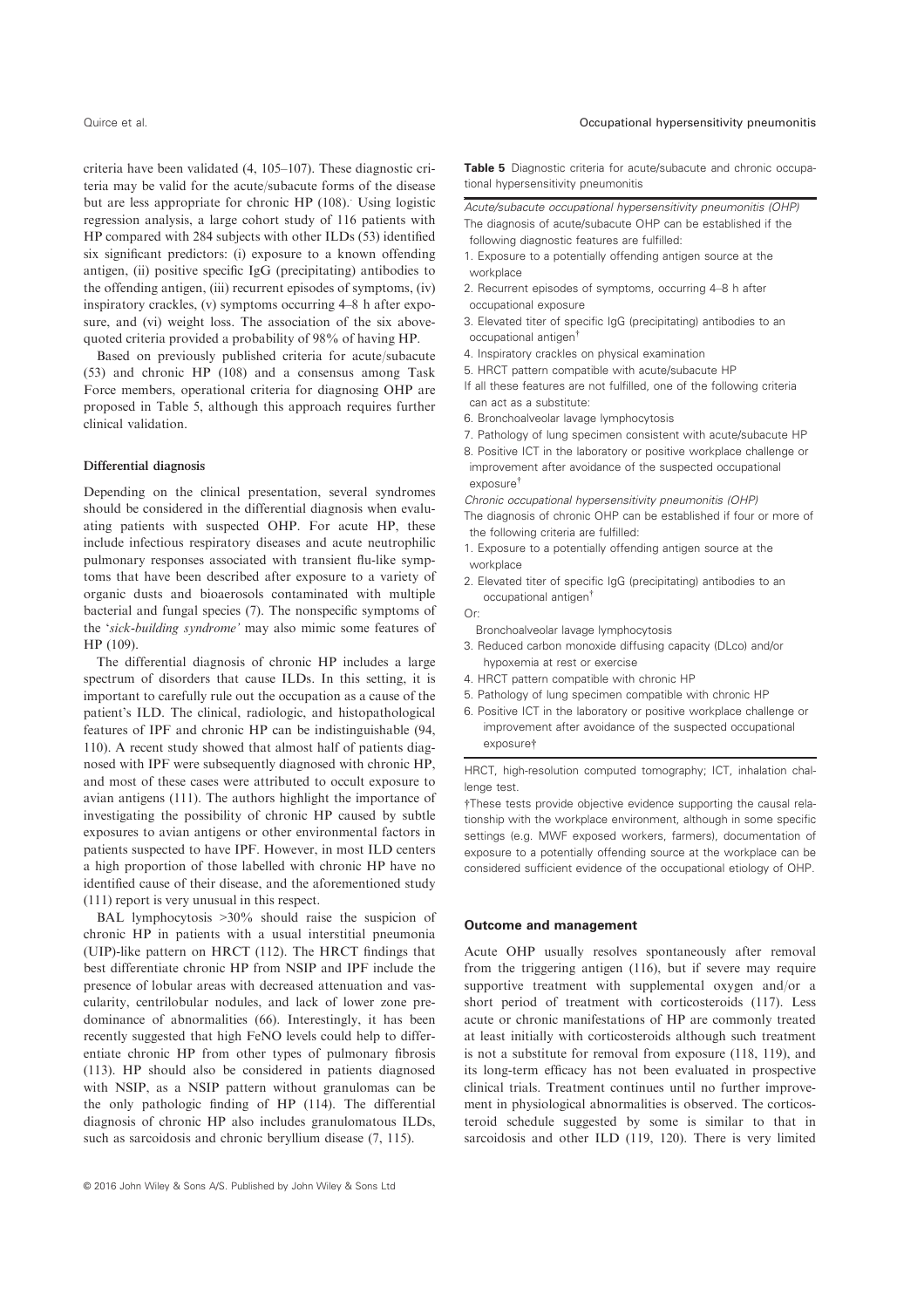criteria have been validated (4, 105–107). These diagnostic criteria may be valid for the acute/subacute forms of the disease but are less appropriate for chronic HP (108). Using logistic regression analysis, a large cohort study of 116 patients with HP compared with 284 subjects with other ILDs (53) identified six significant predictors: (i) exposure to a known offending antigen, (ii) positive specific IgG (precipitating) antibodies to the offending antigen, (iii) recurrent episodes of symptoms, (iv) inspiratory crackles, (v) symptoms occurring 4–8 h after exposure, and (vi) weight loss. The association of the six above-quoted criteria provided a probability of 98% of having HP.

Based on previously published criteria for acute/subacute (53) and chronic HP (108) and a consensus among Task Force members, operational criteria for diagnosing OHP are proposed in Table 5, although this approach requires further clinical validation.

**Table 5** Diagnostic criteria for acute/subacute and chronic occupational hypersensitivity pneumonitis

*Acute/subacute occupational hypersensitivity pneumonitis (OHP)*

The diagnosis of acute/subacute OHP can be established if the following diagnostic features are fulfilled:

1. Exposure to a potentially offending antigen source at the workplace
2. Recurrent episodes of symptoms, occurring 4–8 h after occupational exposure
3. Elevated titer of specific IgG (precipitating) antibodies to an occupational antigen†
4. Inspiratory crackles on physical examination
5. HRCT pattern compatible with acute/subacute HP

If all these features are not fulfilled, one of the following criteria can act as a substitute:

6. Bronchoalveolar lavage lymphocytosis
7. Pathology of lung specimen consistent with acute/subacute HP
8. Positive ICT in the laboratory or positive workplace challenge or improvement after avoidance of the suspected occupational exposure†

*Chronic occupational hypersensitivity pneumonitis (OHP)*

The diagnosis of chronic OHP can be established if four or more of the following criteria are fulfilled:

1. Exposure to a potentially offending antigen source at the workplace
2. Elevated titer of specific IgG (precipitating) antibodies to an occupational antigen†

   Or:

   Bronchoalveolar lavage lymphocytosis
3. Reduced carbon monoxide diffusing capacity (DLco) and/or hypoxemia at rest or exercise
4. HRCT pattern compatible with chronic HP
5. Pathology of lung specimen compatible with chronic HP
6. Positive ICT in the laboratory or positive workplace challenge or improvement after avoidance of the suspected occupational exposure†

HRCT, high-resolution computed tomography; ICT, inhalation challenge test.

†These tests provide objective evidence supporting the causal relationship with the workplace environment, although in some specific settings (e.g. MWF exposed workers, farmers), documentation of exposure to a potentially offending source at the workplace can be considered sufficient evidence of the occupational etiology of OHP.

### Differential diagnosis

Depending on the clinical presentation, several syndromes should be considered in the differential diagnosis when evaluating patients with suspected OHP. For acute HP, these include infectious respiratory diseases and acute neutrophilic pulmonary responses associated with transient flu-like symptoms that have been described after exposure to a variety of organic dusts and bioaerosols contaminated with multiple bacterial and fungal species (7). The nonspecific symptoms of the '*sick-building syndrome*' may also mimic some features of HP (109).

The differential diagnosis of chronic HP includes a large spectrum of disorders that cause ILDs. In this setting, it is important to carefully rule out the occupation as a cause of the patient's ILD. The clinical, radiologic, and histopathological features of IPF and chronic HP can be indistinguishable (94, 110). A recent study showed that almost half of patients diagnosed with IPF were subsequently diagnosed with chronic HP, and most of these cases were attributed to occult exposure to avian antigens (111). The authors highlight the importance of investigating the possibility of chronic HP caused by subtle exposures to avian antigens or other environmental factors in patients suspected to have IPF. However, in most ILD centers a high proportion of those labelled with chronic HP have no identified cause of their disease, and the aforementioned study (111) report is very unusual in this respect.

BAL lymphocytosis >30% should raise the suspicion of chronic HP in patients with a usual interstitial pneumonia (UIP)-like pattern on HRCT (112). The HRCT findings that best differentiate chronic HP from NSIP and IPF include the presence of lobular areas with decreased attenuation and vascularity, centrilobular nodules, and lack of lower zone predominance of abnormalities (66). Interestingly, it has been recently suggested that high FeNO levels could help to differentiate chronic HP from other types of pulmonary fibrosis (113). HP should also be considered in patients diagnosed with NSIP, as a NSIP pattern without granulomas can be the only pathologic finding of HP (114). The differential diagnosis of chronic HP also includes granulomatous ILDs, such as sarcoidosis and chronic beryllium disease (7, 115).

## Outcome and management

Acute OHP usually resolves spontaneously after removal from the triggering antigen (116), but if severe may require supportive treatment with supplemental oxygen and/or a short period of treatment with corticosteroids (117). Less acute or chronic manifestations of HP are commonly treated at least initially with corticosteroids although such treatment is not a substitute for removal from exposure (118, 119), and its long-term efficacy has not been evaluated in prospective clinical trials. Treatment continues until no further improvement in physiological abnormalities is observed. The corticosteroid schedule suggested by some is similar to that in sarcoidosis and other ILD (119, 120). There is very limited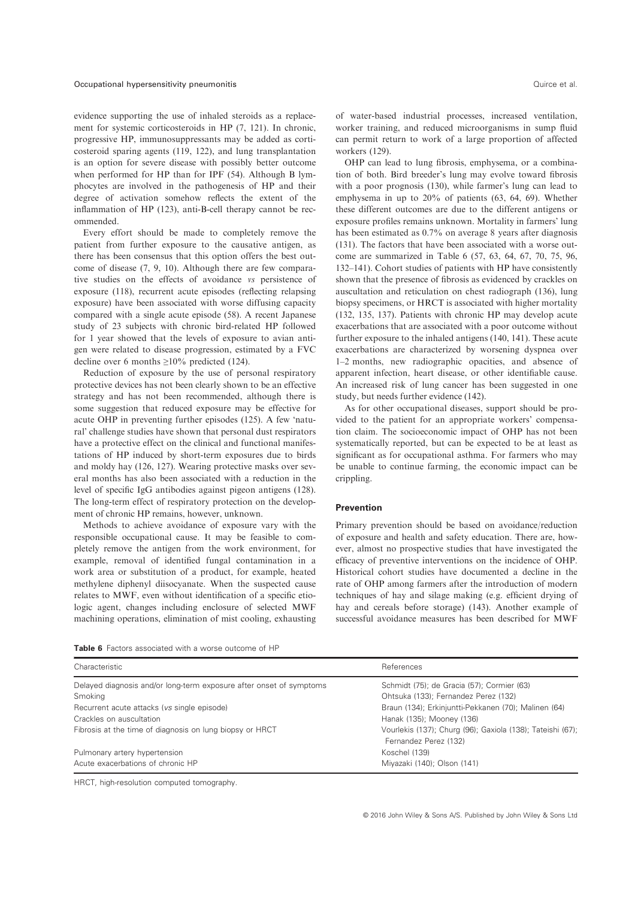evidence supporting the use of inhaled steroids as a replacement for systemic corticosteroids in HP (7, 121). In chronic, progressive HP, immunosuppressants may be added as corticosteroid sparing agents (119, 122), and lung transplantation is an option for severe disease with possibly better outcome when performed for HP than for IPF (54). Although B lymphocytes are involved in the pathogenesis of HP and their degree of activation somehow reflects the extent of the inflammation of HP (123), anti-B-cell therapy cannot be recommended.

Every effort should be made to completely remove the patient from further exposure to the causative antigen, as there has been consensus that this option offers the best outcome of disease (7, 9, 10). Although there are few comparative studies on the effects of avoidance *vs* persistence of exposure (118), recurrent acute episodes (reflecting relapsing exposure) have been associated with worse diffusing capacity compared with a single acute episode (58). A recent Japanese study of 23 subjects with chronic bird-related HP followed for 1 year showed that the levels of exposure to avian antigen were related to disease progression, estimated by a FVC decline over 6 months ≥10% predicted (124).

Reduction of exposure by the use of personal respiratory protective devices has not been clearly shown to be an effective strategy and has not been recommended, although there is some suggestion that reduced exposure may be effective for acute OHP in preventing further episodes (125). A few 'natural' challenge studies have shown that personal dust respirators have a protective effect on the clinical and functional manifestations of HP induced by short-term exposures due to birds and moldy hay (126, 127). Wearing protective masks over several months has also been associated with a reduction in the level of specific IgG antibodies against pigeon antigens (128). The long-term effect of respiratory protection on the development of chronic HP remains, however, unknown.

Methods to achieve avoidance of exposure vary with the responsible occupational cause. It may be feasible to completely remove the antigen from the work environment, for example, removal of identified fungal contamination in a work area or substitution of a product, for example, heated methylene diphenyl diisocyanate. When the suspected cause relates to MWF, even without identification of a specific etiologic agent, changes including enclosure of selected MWF machining operations, elimination of mist cooling, exhausting of water-based industrial processes, increased ventilation, worker training, and reduced microorganisms in sump fluid can permit return to work of a large proportion of affected workers (129).

OHP can lead to lung fibrosis, emphysema, or a combination of both. Bird breeder's lung may evolve toward fibrosis with a poor prognosis (130), while farmer's lung can lead to emphysema in up to 20% of patients (63, 64, 69). Whether these different outcomes are due to the different antigens or exposure profiles remains unknown. Mortality in farmers' lung has been estimated as 0.7% on average 8 years after diagnosis (131). The factors that have been associated with a worse outcome are summarized in Table 6 (57, 63, 64, 67, 70, 75, 96, 132–141). Cohort studies of patients with HP have consistently shown that the presence of fibrosis as evidenced by crackles on auscultation and reticulation on chest radiograph (136), lung biopsy specimens, or HRCT is associated with higher mortality (132, 135, 137). Patients with chronic HP may develop acute exacerbations that are associated with a poor outcome without further exposure to the inhaled antigens (140, 141). These acute exacerbations are characterized by worsening dyspnea over 1–2 months, new radiographic opacities, and absence of apparent infection, heart disease, or other identifiable cause. An increased risk of lung cancer has been suggested in one study, but needs further evidence (142).

As for other occupational diseases, support should be provided to the patient for an appropriate workers' compensation claim. The socioeconomic impact of OHP has not been systematically reported, but can be expected to be at least as significant as for occupational asthma. For farmers who may be unable to continue farming, the economic impact can be crippling.

### Prevention

Primary prevention should be based on avoidance/reduction of exposure and health and safety education. There are, however, almost no prospective studies that have investigated the efficacy of preventive interventions on the incidence of OHP. Historical cohort studies have documented a decline in the rate of OHP among farmers after the introduction of modern techniques of hay and silage making (e.g. efficient drying of hay and cereals before storage) (143). Another example of successful avoidance measures has been described for MWF

**Table 6** Factors associated with a worse outcome of HP

| Characteristic | References |
|---|---|
| Delayed diagnosis and/or long-term exposure after onset of symptoms | Schmidt (75); de Gracia (57); Cormier (63) |
| Smoking | Ohtsuka (133); Fernandez Perez (132) |
| Recurrent acute attacks (*vs* single episode) | Braun (134); Erkinjuntti-Pekkanen (70); Malinen (64) |
| Crackles on auscultation | Hanak (135); Mooney (136) |
| Fibrosis at the time of diagnosis on lung biopsy or HRCT | Vourlekis (137); Churg (96); Gaxiola (138); Tateishi (67); Fernandez Perez (132) |
| Pulmonary artery hypertension | Koschel (139) |
| Acute exacerbations of chronic HP | Miyazaki (140); Olson (141) |

HRCT, high-resolution computed tomography.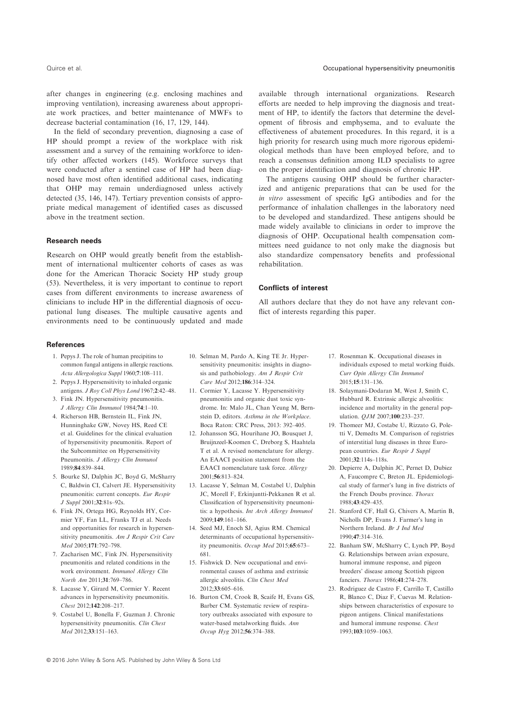after changes in engineering (e.g. enclosing machines and improving ventilation), increasing awareness about appropriate work practices, and better maintenance of MWFs to decrease bacterial contamination (16, 17, 129, 144).

In the field of secondary prevention, diagnosing a case of HP should prompt a review of the workplace with risk assessment and a survey of the remaining workforce to identify other affected workers (145). Workforce surveys that were conducted after a sentinel case of HP had been diagnosed have most often identified additional cases, indicating that OHP may remain underdiagnosed unless actively detected (35, 146, 147). Tertiary prevention consists of appropriate medical management of identified cases as discussed above in the treatment section.

#### Research needs

Research on OHP would greatly benefit from the establishment of international multicenter cohorts of cases as was done for the American Thoracic Society HP study group (53). Nevertheless, it is very important to continue to report cases from different environments to increase awareness of clinicians to include HP in the differential diagnosis of occupational lung diseases. The multiple causative agents and environments need to be continuously updated and made available through international organizations. Research efforts are needed to help improving the diagnosis and treatment of HP, to identify the factors that determine the development of fibrosis and emphysema, and to evaluate the effectiveness of abatement procedures. In this regard, it is a high priority for research using much more rigorous epidemiological methods than have been employed before, and to reach a consensus definition among ILD specialists to agree on the proper identification and diagnosis of chronic HP.

The antigens causing OHP should be further characterized and antigenic preparations that can be used for the *in vitro* assessment of specific IgG antibodies and for the performance of inhalation challenges in the laboratory need to be developed and standardized. These antigens should be made widely available to clinicians in order to improve the diagnosis of OHP. Occupational health compensation committees need guidance to not only make the diagnosis but also standardize compensatory benefits and professional rehabilitation.

#### Conflicts of interest

All authors declare that they do not have any relevant conflict of interests regarding this paper.

#### References

1. Pepys J. The role of human precipitins to common fungal antigens in allergic reactions. *Acta Allergologica Suppl* 1960;**7**:108–111.
2. Pepys J. Hypersensitivity to inhaled organic antigens. *J Roy Coll Phys Lond* 1967;**2**:42–48.
3. Fink JN. Hypersensitivity pneumonitis. *J Allergy Clin Immunol* 1984;**74**:1–10.
4. Richerson HB, Bernstein IL, Fink JN, Hunninghake GW, Novey HS, Reed CE et al. Guidelines for the clinical evaluation of hypersensitivity pneumonitis. Report of the Subcommittee on Hypersensitivity Pneumonitis. *J Allergy Clin Immunol* 1989;**84**:839–844.
5. Bourke SJ, Dalphin JC, Boyd G, McSharry C, Baldwin CI, Calvert JE. Hypersensitivity pneumonitis: current concepts. *Eur Respir J Suppl* 2001;**32**:81s–92s.
6. Fink JN, Ortega HG, Reynolds HY, Cormier YF, Fan LL, Franks TJ et al. Needs and opportunities for research in hypersensitivity pneumonitis. *Am J Respir Crit Care Med* 2005;**171**:792–798.
7. Zacharisen MC, Fink JN. Hypersensitivity pneumonitis and related conditions in the work environment. *Immunol Allergy Clin North Am* 2011;**31**:769–786.
8. Lacasse Y, Girard M, Cormier Y. Recent advances in hypersensitivity pneumonitis. *Chest* 2012;**142**:208–217.
9. Costabel U, Bonella F, Guzman J. Chronic hypersensitivity pneumonitis. *Clin Chest Med* 2012;**33**:151–163.
10. Selman M, Pardo A, King TE Jr. Hypersensitivity pneumonitis: insights in diagnosis and pathobiology. *Am J Respir Crit Care Med* 2012;**186**:314–324.
11. Cormier Y, Lacasse Y. Hypersensitivity pneumonitis and organic dust toxic syndrome. In: Malo JL, Chan Yeung M, Bernstein D, editors. *Asthma in the Workplace*. Boca Raton: CRC Press, 2013: 392–405.
12. Johansson SG, Hourihane JO, Bousquet J, Bruijnzeel-Koomen C, Dreborg S, Haahtela T et al. A revised nomenclature for allergy. An EAACI position statement from the EAACI nomenclature task force. *Allergy* 2001;**56**:813–824.
13. Lacasse Y, Selman M, Costabel U, Dalphin JC, Morell F, Erkinjuntti-Pekkanen R et al. Classification of hypersensitivity pneumonitis: a hypothesis. *Int Arch Allergy Immunol* 2009;**149**:161–166.
14. Seed MJ, Enoch SJ, Agius RM. Chemical determinants of occupational hypersensitivity pneumonitis. *Occup Med* 2015;**65**:673–681.
15. Fishwick D. New occupational and environmental causes of asthma and extrinsic allergic alveolitis. *Clin Chest Med* 2012;**33**:605–616.
16. Burton CM, Crook B, Scaife H, Evans GS, Barber CM. Systematic review of respiratory outbreaks associated with exposure to water-based metalworking fluids. *Ann Occup Hyg* 2012;**56**:374–388.
17. Rosenman K. Occupational diseases in individuals exposed to metal working fluids. *Curr Opin Allergy Clin Immunol* 2015;**15**:131–136.
18. Solaymani-Dodaran M, West J, Smith C, Hubbard R. Extrinsic allergic alveolitis: incidence and mortality in the general population. *QJM* 2007;**100**:233–237.
19. Thomeer MJ, Costabe U, Rizzato G, Poletti V, Demedts M. Comparison of registries of interstitial lung diseases in three European countries. *Eur Respir J Suppl* 2001;**32**:114s–118s.
20. Depierre A, Dalphin JC, Pernet D, Dubiez A, Faucompre C, Breton JL. Epidemiological study of farmer's lung in five districts of the French Doubs province. *Thorax* 1988;**43**:429–435.
21. Stanford CF, Hall G, Chivers A, Martin B, Nicholls DP, Evans J. Farmer's lung in Northern Ireland. *Br J Ind Med* 1990;**47**:314–316.
22. Banham SW, McSharry C, Lynch PP, Boyd G. Relationships between avian exposure, humoral immune response, and pigeon breeders' disease among Scottish pigeon fanciers. *Thorax* 1986;**41**:274–278.
23. Rodriguez de Castro F, Carrillo T, Castillo R, Blanco C, Diaz F, Cuevas M. Relationships between characteristics of exposure to pigeon antigens. Clinical manifestations and humoral immune response. *Chest* 1993;**103**:1059–1063.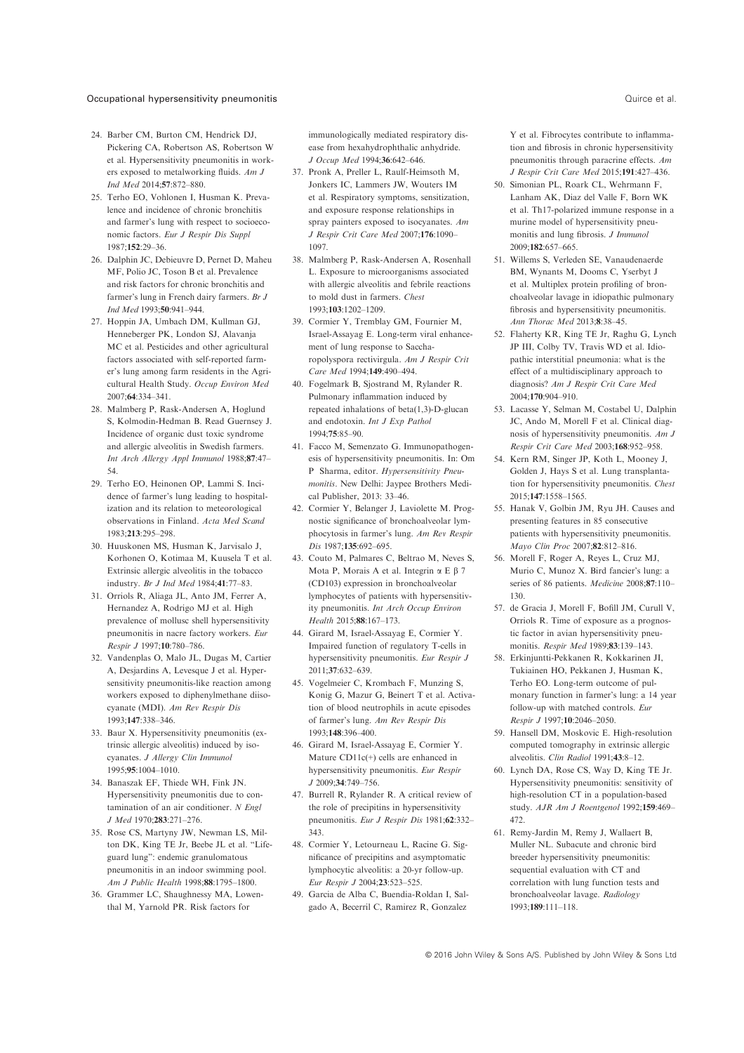24. Barber CM, Burton CM, Hendrick DJ, Pickering CA, Robertson AS, Robertson W et al. Hypersensitivity pneumonitis in workers exposed to metalworking fluids. *Am J Ind Med* 2014;**57**:872–880.
25. Terho EO, Vohlonen I, Husman K. Prevalence and incidence of chronic bronchitis and farmer's lung with respect to socioeconomic factors. *Eur J Respir Dis Suppl* 1987;**152**:29–36.
26. Dalphin JC, Debieuvre D, Pernet D, Maheu MF, Polio JC, Toson B et al. Prevalence and risk factors for chronic bronchitis and farmer's lung in French dairy farmers. *Br J Ind Med* 1993;**50**:941–944.
27. Hoppin JA, Umbach DM, Kullman GJ, Henneberger PK, London SJ, Alavanja MC et al. Pesticides and other agricultural factors associated with self-reported farmer's lung among farm residents in the Agricultural Health Study. *Occup Environ Med* 2007;**64**:334–341.
28. Malmberg P, Rask-Andersen A, Hoglund S, Kolmodin-Hedman B. Read Guernsey J. Incidence of organic dust toxic syndrome and allergic alveolitis in Swedish farmers. *Int Arch Allergy Appl Immunol* 1988;**87**:47–54.
29. Terho EO, Heinonen OP, Lammi S. Incidence of farmer's lung leading to hospitalization and its relation to meteorological observations in Finland. *Acta Med Scand* 1983;**213**:295–298.
30. Huuskonen MS, Husman K, Jarvisalo J, Korhonen O, Kotimaa M, Kuusela T et al. Extrinsic allergic alveolitis in the tobacco industry. *Br J Ind Med* 1984;**41**:77–83.
31. Orriols R, Aliaga JL, Anto JM, Ferrer A, Hernandez A, Rodrigo MJ et al. High prevalence of mollusc shell hypersensitivity pneumonitis in nacre factory workers. *Eur Respir J* 1997;**10**:780–786.
32. Vandenplas O, Malo JL, Dugas M, Cartier A, Desjardins A, Levesque J et al. Hypersensitivity pneumonitis-like reaction among workers exposed to diphenylmethane diisocyanate (MDI). *Am Rev Respir Dis* 1993;**147**:338–346.
33. Baur X. Hypersensitivity pneumonitis (extrinsic allergic alveolitis) induced by isocyanates. *J Allergy Clin Immunol* 1995;**95**:1004–1010.
34. Banaszak EF, Thiede WH, Fink JN. Hypersensitivity pneumonitis due to contamination of an air conditioner. *N Engl J Med* 1970;**283**:271–276.
35. Rose CS, Martyny JW, Newman LS, Milton DK, King TE Jr, Beebe JL et al. "Lifeguard lung": endemic granulomatous pneumonitis in an indoor swimming pool. *Am J Public Health* 1998;**88**:1795–1800.
36. Grammer LC, Shaughnessy MA, Lowenthal M, Yarnold PR. Risk factors for immunologically mediated respiratory disease from hexahydrophthalic anhydride. *J Occup Med* 1994;**36**:642–646.
37. Pronk A, Preller L, Raulf-Heimsoth M, Jonkers IC, Lammers JW, Wouters IM et al. Respiratory symptoms, sensitization, and exposure response relationships in spray painters exposed to isocyanates. *Am J Respir Crit Care Med* 2007;**176**:1090–1097.
38. Malmberg P, Rask-Andersen A, Rosenhall L. Exposure to microorganisms associated with allergic alveolitis and febrile reactions to mold dust in farmers. *Chest* 1993;**103**:1202–1209.
39. Cormier Y, Tremblay GM, Fournier M, Israel-Assayag E. Long-term viral enhancement of lung response to Saccharopolyspora rectivirgula. *Am J Respir Crit Care Med* 1994;**149**:490–494.
40. Fogelmark B, Sjostrand M, Rylander R. Pulmonary inflammation induced by repeated inhalations of beta(1,3)-D-glucan and endotoxin. *Int J Exp Pathol* 1994;**75**:85–90.
41. Facco M, Semenzato G. Immunopathogenesis of hypersensitivity pneumonitis. In: Om P Sharma, editor. *Hypersensitivity Pneumonitis*. New Delhi: Jaypee Brothers Medical Publisher, 2013: 33–46.
42. Cormier Y, Belanger J, Laviolette M. Prognostic significance of bronchoalveolar lymphocytosis in farmer's lung. *Am Rev Respir Dis* 1987;**135**:692–695.
43. Couto M, Palmares C, Beltrao M, Neves S, Mota P, Morais A et al. Integrin α E β 7 (CD103) expression in bronchoalveolar lymphocytes of patients with hypersensitivity pneumonitis. *Int Arch Occup Environ Health* 2015;**88**:167–173.
44. Girard M, Israel-Assayag E, Cormier Y. Impaired function of regulatory T-cells in hypersensitivity pneumonitis. *Eur Respir J* 2011;**37**:632–639.
45. Vogelmeier C, Krombach F, Munzing S, Konig G, Mazur G, Beinert T et al. Activation of blood neutrophils in acute episodes of farmer's lung. *Am Rev Respir Dis* 1993;**148**:396–400.
46. Girard M, Israel-Assayag E, Cormier Y. Mature CD11c(+) cells are enhanced in hypersensitivity pneumonitis. *Eur Respir J* 2009;**34**:749–756.
47. Burrell R, Rylander R. A critical review of the role of precipitins in hypersensitivity pneumonitis. *Eur J Respir Dis* 1981;**62**:332–343.
48. Cormier Y, Letourneau L, Racine G. Significance of precipitins and asymptomatic lymphocytic alveolitis: a 20-yr follow-up. *Eur Respir J* 2004;**23**:523–525.
49. Garcia de Alba C, Buendia-Roldan I, Salgado A, Becerril C, Ramirez R, Gonzalez Y et al. Fibrocytes contribute to inflammation and fibrosis in chronic hypersensitivity pneumonitis through paracrine effects. *Am J Respir Crit Care Med* 2015;**191**:427–436.
50. Simonian PL, Roark CL, Wehrmann F, Lanham AK, Diaz del Valle F, Born WK et al. Th17-polarized immune response in a murine model of hypersensitivity pneumonitis and lung fibrosis. *J Immunol* 2009;**182**:657–665.
51. Willems S, Verleden SE, Vanaudenaerde BM, Wynants M, Dooms C, Yserbyt J et al. Multiplex protein profiling of bronchoalveolar lavage in idiopathic pulmonary fibrosis and hypersensitivity pneumonitis. *Ann Thorac Med* 2013;**8**:38–45.
52. Flaherty KR, King TE Jr, Raghu G, Lynch JP III, Colby TV, Travis WD et al. Idiopathic interstitial pneumonia: what is the effect of a multidisciplinary approach to diagnosis? *Am J Respir Crit Care Med* 2004;**170**:904–910.
53. Lacasse Y, Selman M, Costabel U, Dalphin JC, Ando M, Morell F et al. Clinical diagnosis of hypersensitivity pneumonitis. *Am J Respir Crit Care Med* 2003;**168**:952–958.
54. Kern RM, Singer JP, Koth L, Mooney J, Golden J, Hays S et al. Lung transplantation for hypersensitivity pneumonitis. *Chest* 2015;**147**:1558–1565.
55. Hanak V, Golbin JM, Ryu JH. Causes and presenting features in 85 consecutive patients with hypersensitivity pneumonitis. *Mayo Clin Proc* 2007;**82**:812–816.
56. Morell F, Roger A, Reyes L, Cruz MJ, Murio C, Munoz X. Bird fancier's lung: a series of 86 patients. *Medicine* 2008;**87**:110–130.
57. de Gracia J, Morell F, Bofill JM, Curull V, Orriols R. Time of exposure as a prognostic factor in avian hypersensitivity pneumonitis. *Respir Med* 1989;**83**:139–143.
58. Erkinjuntti-Pekkanen R, Kokkarinen JI, Tukiainen HO, Pekkanen J, Husman K, Terho EO. Long-term outcome of pulmonary function in farmer's lung: a 14 year follow-up with matched controls. *Eur Respir J* 1997;**10**:2046–2050.
59. Hansell DM, Moskovic E. High-resolution computed tomography in extrinsic allergic alveolitis. *Clin Radiol* 1991;**43**:8–12.
60. Lynch DA, Rose CS, Way D, King TE Jr. Hypersensitivity pneumonitis: sensitivity of high-resolution CT in a population-based study. *AJR Am J Roentgenol* 1992;**159**:469–472.
61. Remy-Jardin M, Remy J, Wallaert B, Muller NL. Subacute and chronic bird breeder hypersensitivity pneumonitis: sequential evaluation with CT and correlation with lung function tests and bronchoalveolar lavage. *Radiology* 1993;**189**:111–118.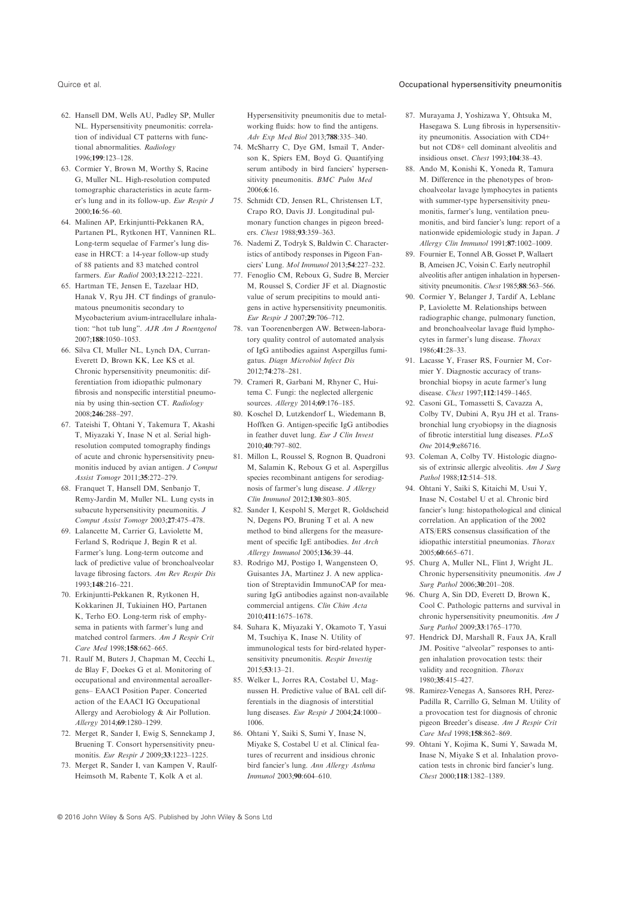62. Hansell DM, Wells AU, Padley SP, Muller NL. Hypersensitivity pneumonitis: correlation of individual CT patterns with functional abnormalities. *Radiology* 1996;**199**:123–128.
63. Cormier Y, Brown M, Worthy S, Racine G, Muller NL. High-resolution computed tomographic characteristics in acute farmer's lung and in its follow-up. *Eur Respir J* 2000;**16**:56–60.
64. Malinen AP, Erkinjuntti-Pekkanen RA, Partanen PL, Rytkonen HT, Vanninen RL. Long-term sequelae of Farmer's lung disease in HRCT: a 14-year follow-up study of 88 patients and 83 matched control farmers. *Eur Radiol* 2003;**13**:2212–2221.
65. Hartman TE, Jensen E, Tazelaar HD, Hanak V, Ryu JH. CT findings of granulomatous pneumonitis secondary to Mycobacterium avium-intracellulare inhalation: "hot tub lung". *AJR Am J Roentgenol* 2007;**188**:1050–1053.
66. Silva CI, Muller NL, Lynch DA, Curran-Everett D, Brown KK, Lee KS et al. Chronic hypersensitivity pneumonitis: differentiation from idiopathic pulmonary fibrosis and nonspecific interstitial pneumonia by using thin-section CT. *Radiology* 2008;**246**:288–297.
67. Tateishi T, Ohtani Y, Takemura T, Akashi T, Miyazaki Y, Inase N et al. Serial high-resolution computed tomography findings of acute and chronic hypersensitivity pneumonitis induced by avian antigen. *J Comput Assist Tomogr* 2011;**35**:272–279.
68. Franquet T, Hansell DM, Senbanjo T, Remy-Jardin M, Muller NL. Lung cysts in subacute hypersensitivity pneumonitis. *J Comput Assist Tomogr* 2003;**27**:475–478.
69. Lalancette M, Carrier G, Laviolette M, Ferland S, Rodrique J, Begin R et al. Farmer's lung. Long-term outcome and lack of predictive value of bronchoalveolar lavage fibrosing factors. *Am Rev Respir Dis* 1993;**148**:216–221.
70. Erkinjuntti-Pekkanen R, Rytkonen H, Kokkarinen JI, Tukiainen HO, Partanen K, Terho EO. Long-term risk of emphysema in patients with farmer's lung and matched control farmers. *Am J Respir Crit Care Med* 1998;**158**:662–665.
71. Raulf M, Buters J, Chapman M, Cecchi L, de Blay F, Doekes G et al. Monitoring of occupational and environmental aeroallergens– EAACI Position Paper. Concerted action of the EAACI IG Occupational Allergy and Aerobiology & Air Pollution. *Allergy* 2014;**69**:1280–1299.
72. Merget R, Sander I, Ewig S, Sennekamp J, Bruening T. Consort hypersensitivity pneumonitis. *Eur Respir J* 2009;**33**:1223–1225.
73. Merget R, Sander I, van Kampen V, Raulf-Heimsoth M, Rabente T, Kolk A et al. Hypersensitivity pneumonitis due to metalworking fluids: how to find the antigens. *Adv Exp Med Biol* 2013;**788**:335–340.
74. McSharry C, Dye GM, Ismail T, Anderson K, Spiers EM, Boyd G. Quantifying serum antibody in bird fanciers' hypersensitivity pneumonitis. *BMC Pulm Med* 2006;**6**:16.
75. Schmidt CD, Jensen RL, Christensen LT, Crapo RO, Davis JJ. Longitudinal pulmonary function changes in pigeon breeders. *Chest* 1988;**93**:359–363.
76. Nademi Z, Todryk S, Baldwin C. Characteristics of antibody responses in Pigeon Fanciers' Lung. *Mol Immunol* 2013;**54**:227–232.
77. Fenoglio CM, Reboux G, Sudre B, Mercier M, Roussel S, Cordier JF et al. Diagnostic value of serum precipitins to mould antigens in active hypersensitivity pneumonitis. *Eur Respir J* 2007;**29**:706–712.
78. van Toorenenbergen AW. Between-laboratory quality control of automated analysis of IgG antibodies against Aspergillus fumigatus. *Diagn Microbiol Infect Dis* 2012;**74**:278–281.
79. Crameri R, Garbani M, Rhyner C, Huitema C. Fungi: the neglected allergenic sources. *Allergy* 2014;**69**:176–185.
80. Koschel D, Lutzkendorf L, Wiedemann B, Hoffken G. Antigen-specific IgG antibodies in feather duvet lung. *Eur J Clin Invest* 2010;**40**:797–802.
81. Millon L, Roussel S, Rognon B, Quadroni M, Salamin K, Reboux G et al. Aspergillus species recombinant antigens for serodiagnosis of farmer's lung disease. *J Allergy Clin Immunol* 2012;**130**:803–805.
82. Sander I, Kespohl S, Merget R, Goldscheid N, Degens PO, Bruning T et al. A new method to bind allergens for the measurement of specific IgE antibodies. *Int Arch Allergy Immunol* 2005;**136**:39–44.
83. Rodrigo MJ, Postigo I, Wangensteen O, Guisantes JA, Martinez J. A new application of Streptavidin ImmunoCAP for measuring IgG antibodies against non-available commercial antigens. *Clin Chim Acta* 2010;**411**:1675–1678.
84. Suhara K, Miyazaki Y, Okamoto T, Yasui M, Tsuchiya K, Inase N. Utility of immunological tests for bird-related hypersensitivity pneumonitis. *Respir Investig* 2015;**53**:13–21.
85. Welker L, Jorres RA, Costabel U, Magnussen H. Predictive value of BAL cell differentials in the diagnosis of interstitial lung diseases. *Eur Respir J* 2004;**24**:1000–1006.
86. Ohtani Y, Saiki S, Sumi Y, Inase N, Miyake S, Costabel U et al. Clinical features of recurrent and insidious chronic bird fancier's lung. *Ann Allergy Asthma Immunol* 2003;**90**:604–610.
87. Murayama J, Yoshizawa Y, Ohtsuka M, Hasegawa S. Lung fibrosis in hypersensitivity pneumonitis. Association with CD4+ but not CD8+ cell dominant alveolitis and insidious onset. *Chest* 1993;**104**:38–43.
88. Ando M, Konishi K, Yoneda R, Tamura M. Difference in the phenotypes of bronchoalveolar lavage lymphocytes in patients with summer-type hypersensitivity pneumonitis, farmer's lung, ventilation pneumonitis, and bird fancier's lung: report of a nationwide epidemiologic study in Japan. *J Allergy Clin Immunol* 1991;**87**:1002–1009.
89. Fournier E, Tonnel AB, Gosset P, Wallaert B, Ameisen JC, Voisin C. Early neutrophil alveolitis after antigen inhalation in hypersensitivity pneumonitis. *Chest* 1985;**88**:563–566.
90. Cormier Y, Belanger J, Tardif A, Leblanc P, Laviolette M. Relationships between radiographic change, pulmonary function, and bronchoalveolar lavage fluid lymphocytes in farmer's lung disease. *Thorax* 1986;**41**:28–33.
91. Lacasse Y, Fraser RS, Fournier M, Cormier Y. Diagnostic accuracy of transbronchial biopsy in acute farmer's lung disease. *Chest* 1997;**112**:1459–1465.
92. Casoni GL, Tomassetti S, Cavazza A, Colby TV, Dubini A, Ryu JH et al. Transbronchial lung cryobiopsy in the diagnosis of fibrotic interstitial lung diseases. *PLoS One* 2014;**9**:e86716.
93. Coleman A, Colby TV. Histologic diagnosis of extrinsic allergic alveolitis. *Am J Surg Pathol* 1988;**12**:514–518.
94. Ohtani Y, Saiki S, Kitaichi M, Usui Y, Inase N, Costabel U et al. Chronic bird fancier's lung: histopathological and clinical correlation. An application of the 2002 ATS/ERS consensus classification of the idiopathic interstitial pneumonias. *Thorax* 2005;**60**:665–671.
95. Churg A, Muller NL, Flint J, Wright JL. Chronic hypersensitivity pneumonitis. *Am J Surg Pathol* 2006;**30**:201–208.
96. Churg A, Sin DD, Everett D, Brown K, Cool C. Pathologic patterns and survival in chronic hypersensitivity pneumonitis. *Am J Surg Pathol* 2009;**33**:1765–1770.
97. Hendrick DJ, Marshall R, Faux JA, Krall JM. Positive "alveolar" responses to antigen inhalation provocation tests: their validity and recognition. *Thorax* 1980;**35**:415–427.
98. Ramirez-Venegas A, Sansores RH, Perez-Padilla R, Carrillo G, Selman M. Utility of a provocation test for diagnosis of chronic pigeon Breeder's disease. *Am J Respir Crit Care Med* 1998;**158**:862–869.
99. Ohtani Y, Kojima K, Sumi Y, Sawada M, Inase N, Miyake S et al. Inhalation provocation tests in chronic bird fancier's lung. *Chest* 2000;**118**:1382–1389.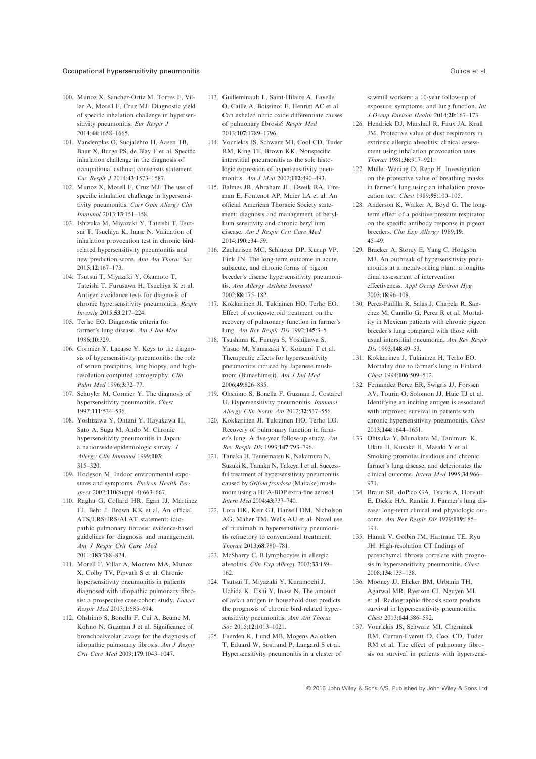100. Munoz X, Sanchez-Ortiz M, Torres F, Villar A, Morell F, Cruz MJ. Diagnostic yield of specific inhalation challenge in hypersensitivity pneumonitis. *Eur Respir J* 2014;**44**:1658–1665.
101. Vandenplas O, Suojalehto H, Aasen TB, Baur X, Burge PS, de Blay F et al. Specific inhalation challenge in the diagnosis of occupational asthma: consensus statement. *Eur Respir J* 2014;**43**:1573–1587.
102. Munoz X, Morell F, Cruz MJ. The use of specific inhalation challenge in hypersensitivity pneumonitis. *Curr Opin Allergy Clin Immunol* 2013;**13**:151–158.
103. Ishizuka M, Miyazaki Y, Tateishi T, Tsutsui T, Tsuchiya K, Inase N. Validation of inhalation provocation test in chronic bird-related hypersensitivity pneumonitis and new prediction score. *Ann Am Thorac Soc* 2015;**12**:167–173.
104. Tsutsui T, Miyazaki Y, Okamoto T, Tateishi T, Furusawa H, Tsuchiya K et al. Antigen avoidance tests for diagnosis of chronic hypersensitivity pneumonitis. *Respir Investig* 2015;**53**:217–224.
105. Terho EO. Diagnostic criteria for farmer's lung disease. *Am J Ind Med* 1986;**10**:329.
106. Cormier Y, Lacasse Y. Keys to the diagnosis of hypersensitivity pneumonitis: the role of serum precipitins, lung biopsy, and high-resolution computed tomography. *Clin Pulm Med* 1996;**3**:72–77.
107. Schuyler M, Cormier Y. The diagnosis of hypersensitivity pneumonitis. *Chest* 1997;**111**:534–536.
108. Yoshizawa Y, Ohtani Y, Hayakawa H, Sato A, Suga M, Ando M. Chronic hypersensitivity pneumonitis in Japan: a nationwide epidemiologic survey. *J Allergy Clin Immunol* 1999;**103**: 315–320.
109. Hodgson M. Indoor environmental exposures and symptoms. *Environ Health Perspect* 2002;**110**(Suppl 4):663–667.
110. Raghu G, Collard HR, Egan JJ, Martinez FJ, Behr J, Brown KK et al. An official ATS/ERS/JRS/ALAT statement: idiopathic pulmonary fibrosis: evidence-based guidelines for diagnosis and management. *Am J Respir Crit Care Med* 2011;**183**:788–824.
111. Morell F, Villar A, Montero MA, Munoz X, Colby TV, Pipvath S et al. Chronic hypersensitivity pneumonitis in patients diagnosed with idiopathic pulmonary fibrosis: a prospective case-cohort study. *Lancet Respir Med* 2013;**1**:685–694.
112. Ohshimo S, Bonella F, Cui A, Beume M, Kohno N, Guzman J et al. Significance of bronchoalveolar lavage for the diagnosis of idiopathic pulmonary fibrosis. *Am J Respir Crit Care Med* 2009;**179**:1043–1047.
113. Guilleminault L, Saint-Hilaire A, Favelle O, Caille A, Boissinot E, Henriet AC et al. Can exhaled nitric oxide differentiate causes of pulmonary fibrosis? *Respir Med* 2013;**107**:1789–1796.
114. Vourlekis JS, Schwarz MI, Cool CD, Tuder RM, King TE, Brown KK. Nonspecific interstitial pneumonitis as the sole histologic expression of hypersensitivity pneumonitis. *Am J Med* 2002;**112**:490–493.
115. Balmes JR, Abraham JL, Dweik RA, Fireman E, Fontenot AP, Maier LA et al. An official American Thoracic Society statement: diagnosis and management of beryllium sensitivity and chronic beryllium disease. *Am J Respir Crit Care Med* 2014;**190**:e34–59.
116. Zacharisen MC, Schlueter DP, Kurup VP, Fink JN. The long-term outcome in acute, subacute, and chronic forms of pigeon breeder's disease hypersensitivity pneumonitis. *Ann Allergy Asthma Immunol* 2002;**88**:175–182.
117. Kokkarinen JI, Tukiainen HO, Terho EO. Effect of corticosteroid treatment on the recovery of pulmonary function in farmer's lung. *Am Rev Respir Dis* 1992;**145**:3–5.
118. Tsushima K, Furuya S, Yoshikawa S, Yasuo M, Yamazaki Y, Koizumi T et al. Therapeutic effects for hypersensitivity pneumonitis induced by Japanese mushroom (Bunashimeji). *Am J Ind Med* 2006;**49**:826–835.
119. Ohshimo S, Bonella F, Guzman J, Costabel U. Hypersensitivity pneumonitis. *Immunol Allergy Clin North Am* 2012;**32**:537–556.
120. Kokkarinen JI, Tukiainen HO, Terho EO. Recovery of pulmonary function in farmer's lung. A five-year follow-up study. *Am Rev Respir Dis* 1993;**147**:793–796.
121. Tanaka H, Tsunematsu K, Nakamura N, Suzuki K, Tanaka N, Takeya I et al. Successful treatment of hypersensitivity pneumonitis caused by *Grifola frondosa* (Maitake) mushroom using a HFA-BDP extra-fine aerosol. *Intern Med* 2004;**43**:737–740.
122. Lota HK, Keir GJ, Hansell DM, Nicholson AG, Maher TM, Wells AU et al. Novel use of rituximab in hypersensitivity pneumonitis refractory to conventional treatment. *Thorax* 2013;**68**:780–781.
123. McSharry C. B lymphocytes in allergic alveolitis. *Clin Exp Allergy* 2003;**33**:159–162.
124. Tsutsui T, Miyazaki Y, Kuramochi J, Uchida K, Eishi Y, Inase N. The amount of avian antigen in household dust predicts the prognosis of chronic bird-related hypersensitivity pneumonitis. *Ann Am Thorac Soc* 2015;**12**:1013–1021.
125. Faerden K, Lund MB, Mogens Aalokken T, Eduard W, Sostrand P, Langard S et al. Hypersensitivity pneumonitis in a cluster of sawmill workers: a 10-year follow-up of exposure, symptoms, and lung function. *Int J Occup Environ Health* 2014;**20**:167–173.
126. Hendrick DJ, Marshall R, Faux JA, Krall JM. Protective value of dust respirators in extrinsic allergic alveolitis: clinical assessment using inhalation provocation tests. *Thorax* 1981;**36**:917–921.
127. Muller-Wening D, Repp H. Investigation on the protective value of breathing masks in farmer's lung using an inhalation provocation test. *Chest* 1989;**95**:100–105.
128. Anderson K, Walker A, Boyd G. The long-term effect of a positive pressure respirator on the specific antibody response in pigeon breeders. *Clin Exp Allergy* 1989;**19**: 45–49.
129. Bracker A, Storey E, Yang C, Hodgson MJ. An outbreak of hypersensitivity pneumonitis at a metalworking plant: a longitudinal assessment of intervention effectiveness. *Appl Occup Environ Hyg* 2003;**18**:96–108.
130. Perez-Padilla R, Salas J, Chapela R, Sanchez M, Carrillo G, Perez R et al. Mortality in Mexican patients with chronic pigeon breeder's lung compared with those with usual interstitial pneumonia. *Am Rev Respir Dis* 1993;**148**:49–53.
131. Kokkarinen J, Tukiainen H, Terho EO. Mortality due to farmer's lung in Finland. *Chest* 1994;**106**:509–512.
132. Fernandez Perez ER, Swigris JJ, Forssen AV, Tourin O, Solomon JJ, Huie TJ et al. Identifying an inciting antigen is associated with improved survival in patients with chronic hypersensitivity pneumonitis. *Chest* 2013;**144**:1644–1651.
133. Ohtsuka Y, Munakata M, Tanimura K, Ukita H, Kusaka H, Masaki Y et al. Smoking promotes insidious and chronic farmer's lung disease, and deteriorates the clinical outcome. *Intern Med* 1995;**34**:966–971.
134. Braun SR, doPico GA, Tsiatis A, Horvath E, Dickie HA, Rankin J. Farmer's lung disease: long-term clinical and physiologic outcome. *Am Rev Respir Dis* 1979;**119**:185–191.
135. Hanak V, Golbin JM, Hartman TE, Ryu JH. High-resolution CT findings of parenchymal fibrosis correlate with prognosis in hypersensitivity pneumonitis. *Chest* 2008;**134**:133–138.
136. Mooney JJ, Elicker BM, Urbania TH, Agarwal MR, Ryerson CJ, Nguyen ML et al. Radiographic fibrosis score predicts survival in hypersensitivity pneumonitis. *Chest* 2013;**144**:586–592.
137. Vourlekis JS, Schwarz MI, Cherniack RM, Curran-Everett D, Cool CD, Tuder RM et al. The effect of pulmonary fibrosis on survival in patients with hypersensi-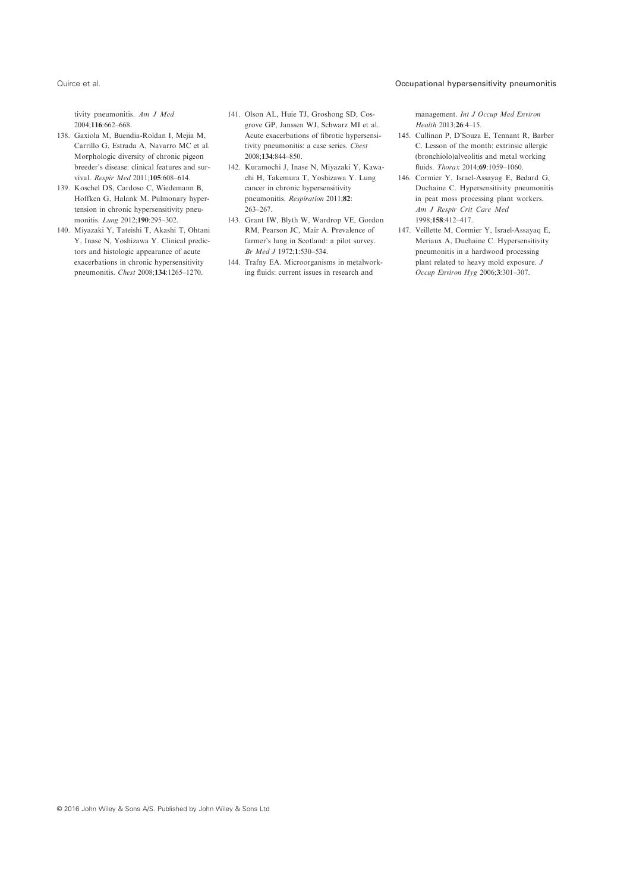tivity pneumonitis. *Am J Med* 2004;**116**:662–668.

138. Gaxiola M, Buendia-Roldan I, Mejia M, Carrillo G, Estrada A, Navarro MC et al. Morphologic diversity of chronic pigeon breeder's disease: clinical features and survival. *Respir Med* 2011;**105**:608–614.
139. Koschel DS, Cardoso C, Wiedemann B, Hoffken G, Halank M. Pulmonary hypertension in chronic hypersensitivity pneumonitis. *Lung* 2012;**190**:295–302.
140. Miyazaki Y, Tateishi T, Akashi T, Ohtani Y, Inase N, Yoshizawa Y. Clinical predictors and histologic appearance of acute exacerbations in chronic hypersensitivity pneumonitis. *Chest* 2008;**134**:1265–1270.
141. Olson AL, Huie TJ, Groshong SD, Cosgrove GP, Janssen WJ, Schwarz MI et al. Acute exacerbations of fibrotic hypersensitivity pneumonitis: a case series. *Chest* 2008;**134**:844–850.
142. Kuramochi J, Inase N, Miyazaki Y, Kawachi H, Takemura T, Yoshizawa Y. Lung cancer in chronic hypersensitivity pneumonitis. *Respiration* 2011;**82**: 263–267.
143. Grant IW, Blyth W, Wardrop VE, Gordon RM, Pearson JC, Mair A. Prevalence of farmer's lung in Scotland: a pilot survey. *Br Med J* 1972;**1**:530–534.
144. Trafny EA. Microorganisms in metalworking fluids: current issues in research and management. *Int J Occup Med Environ Health* 2013;**26**:4–15.
145. Cullinan P, D'Souza E, Tennant R, Barber C. Lesson of the month: extrinsic allergic (bronchiolo)alveolitis and metal working fluids. *Thorax* 2014;**69**:1059–1060.
146. Cormier Y, Israel-Assayag E, Bedard G, Duchaine C. Hypersensitivity pneumonitis in peat moss processing plant workers. *Am J Respir Crit Care Med* 1998;**158**:412–417.
147. Veillette M, Cormier Y, Israel-Assayaq E, Meriaux A, Duchaine C. Hypersensitivity pneumonitis in a hardwood processing plant related to heavy mold exposure. *J Occup Environ Hyg* 2006;**3**:301–307.